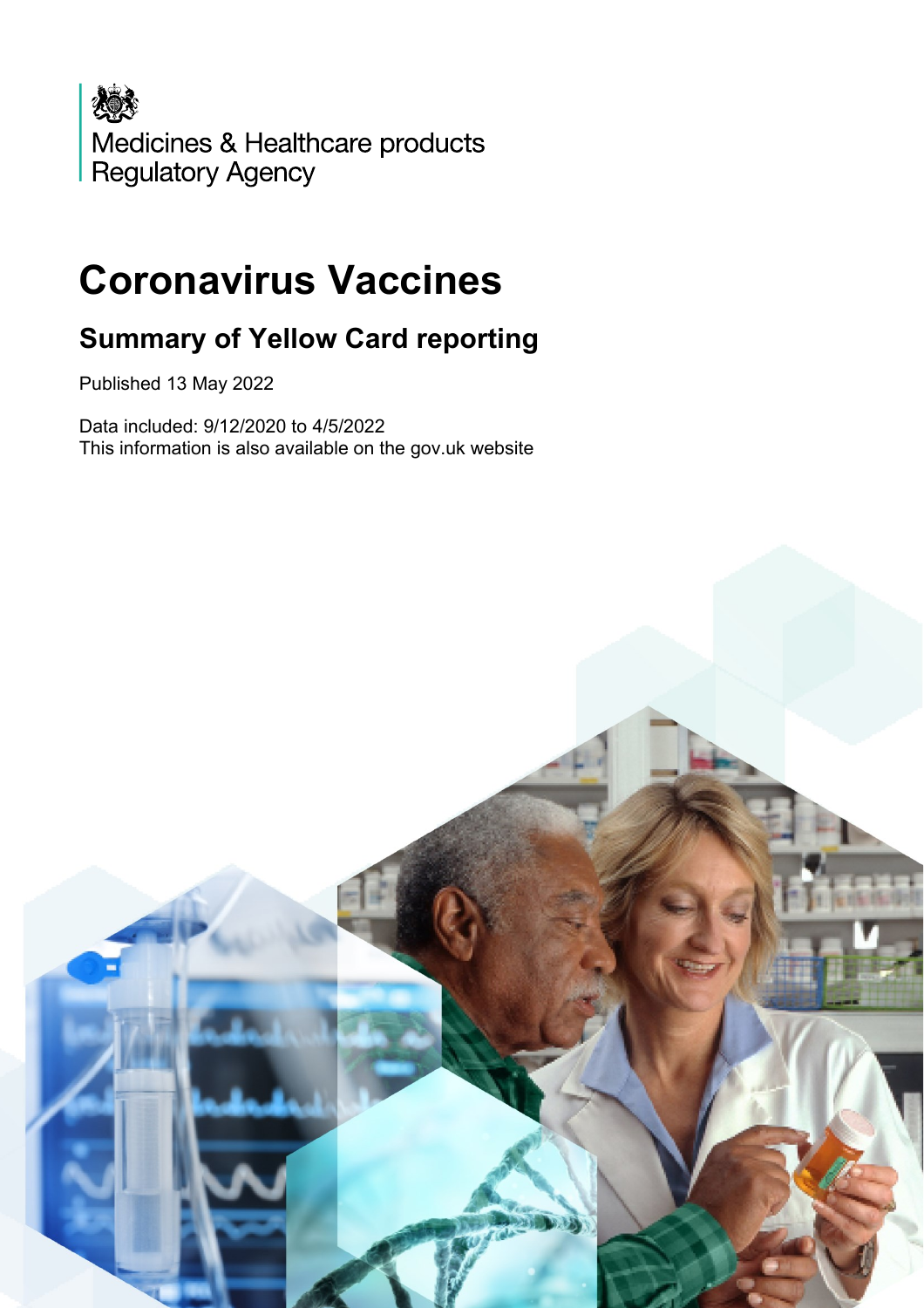Medicines & Healthcare products Regulatory Agency

# Coronavirus Vaccines

## Summary of Yellow Card reporting

Published 13 May 2022

Data included: 9/12/2020 to 4/5/2022
This information is also available on the gov.uk website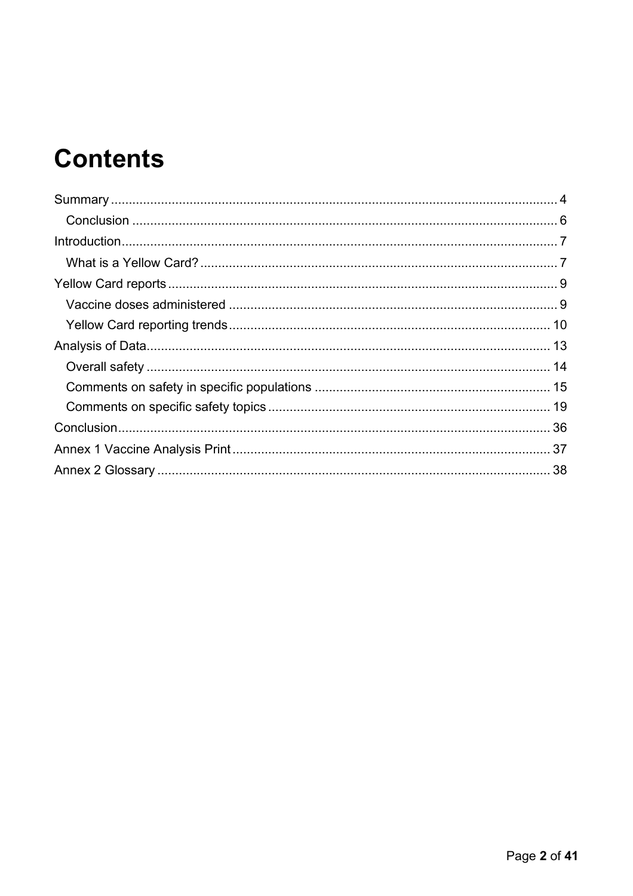# Contents

- Summary ... 4
  - Conclusion ... 6
- Introduction ... 7
  - What is a Yellow Card? ... 7
- Yellow Card reports ... 9
  - Vaccine doses administered ... 9
  - Yellow Card reporting trends ... 10
- Analysis of Data ... 13
  - Overall safety ... 14
  - Comments on safety in specific populations ... 15
  - Comments on specific safety topics ... 19
- Conclusion ... 36
- Annex 1 Vaccine Analysis Print ... 37
- Annex 2 Glossary ... 38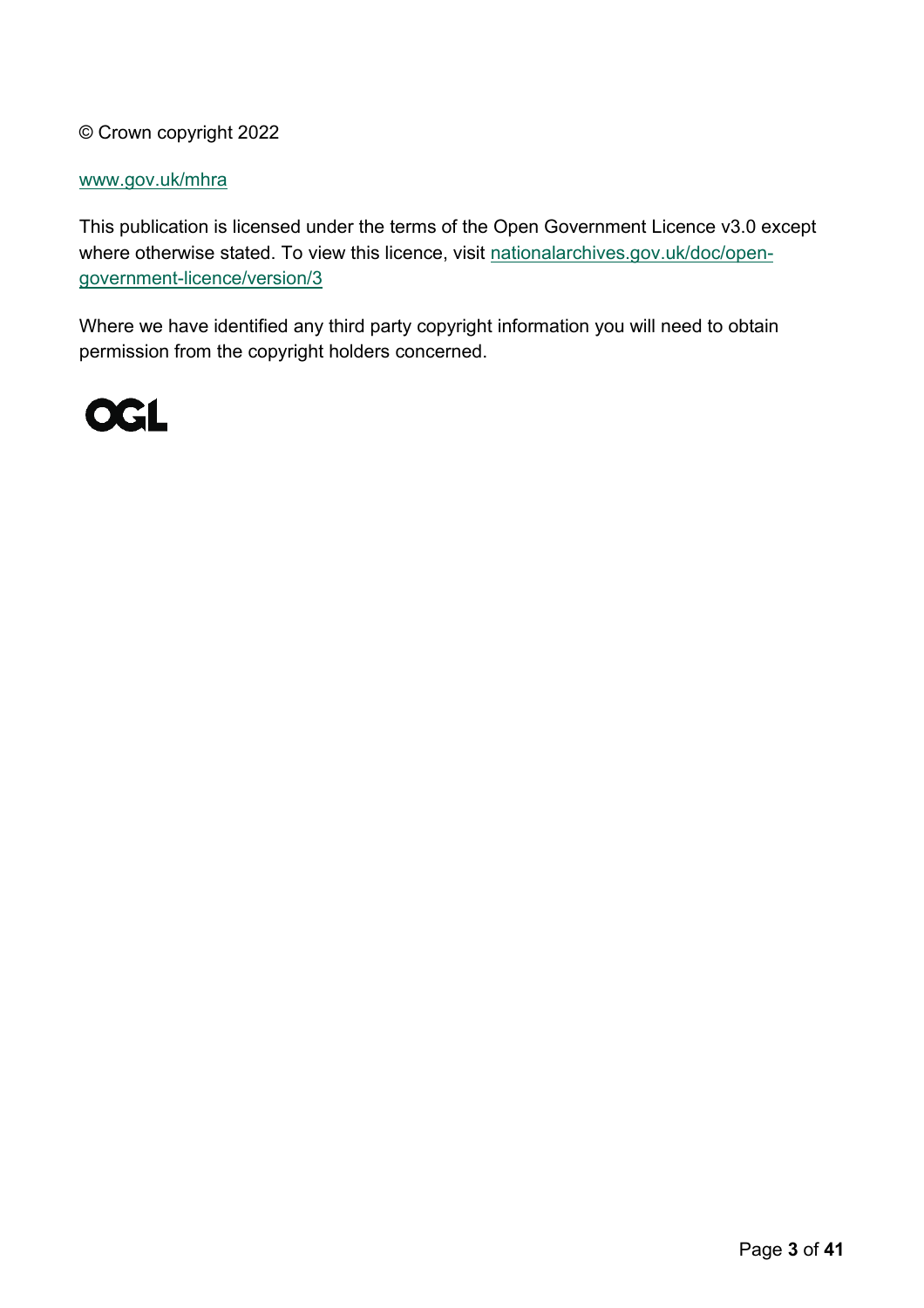© Crown copyright 2022

[www.gov.uk/mhra](http://www.gov.uk/mhra)

This publication is licensed under the terms of the Open Government Licence v3.0 except where otherwise stated. To view this licence, visit [nationalarchives.gov.uk/doc/open-government-licence/version/3](http://nationalarchives.gov.uk/doc/open-government-licence/version/3)

Where we have identified any third party copyright information you will need to obtain permission from the copyright holders concerned.

OGL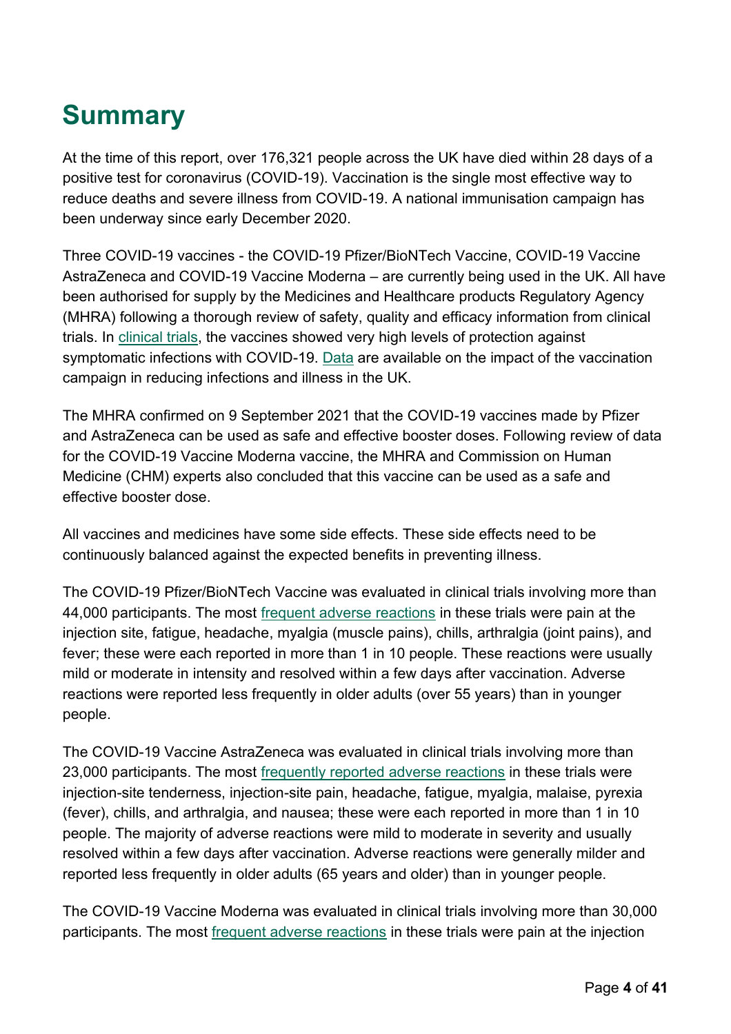# Summary

At the time of this report, over 176,321 people across the UK have died within 28 days of a positive test for coronavirus (COVID-19). Vaccination is the single most effective way to reduce deaths and severe illness from COVID-19. A national immunisation campaign has been underway since early December 2020.

Three COVID-19 vaccines - the COVID-19 Pfizer/BioNTech Vaccine, COVID-19 Vaccine AstraZeneca and COVID-19 Vaccine Moderna – are currently being used in the UK. All have been authorised for supply by the Medicines and Healthcare products Regulatory Agency (MHRA) following a thorough review of safety, quality and efficacy information from clinical trials. In clinical trials, the vaccines showed very high levels of protection against symptomatic infections with COVID-19. Data are available on the impact of the vaccination campaign in reducing infections and illness in the UK.

The MHRA confirmed on 9 September 2021 that the COVID-19 vaccines made by Pfizer and AstraZeneca can be used as safe and effective booster doses. Following review of data for the COVID-19 Vaccine Moderna vaccine, the MHRA and Commission on Human Medicine (CHM) experts also concluded that this vaccine can be used as a safe and effective booster dose.

All vaccines and medicines have some side effects. These side effects need to be continuously balanced against the expected benefits in preventing illness.

The COVID-19 Pfizer/BioNTech Vaccine was evaluated in clinical trials involving more than 44,000 participants. The most frequent adverse reactions in these trials were pain at the injection site, fatigue, headache, myalgia (muscle pains), chills, arthralgia (joint pains), and fever; these were each reported in more than 1 in 10 people. These reactions were usually mild or moderate in intensity and resolved within a few days after vaccination. Adverse reactions were reported less frequently in older adults (over 55 years) than in younger people.

The COVID-19 Vaccine AstraZeneca was evaluated in clinical trials involving more than 23,000 participants. The most frequently reported adverse reactions in these trials were injection-site tenderness, injection-site pain, headache, fatigue, myalgia, malaise, pyrexia (fever), chills, and arthralgia, and nausea; these were each reported in more than 1 in 10 people. The majority of adverse reactions were mild to moderate in severity and usually resolved within a few days after vaccination. Adverse reactions were generally milder and reported less frequently in older adults (65 years and older) than in younger people.

The COVID-19 Vaccine Moderna was evaluated in clinical trials involving more than 30,000 participants. The most frequent adverse reactions in these trials were pain at the injection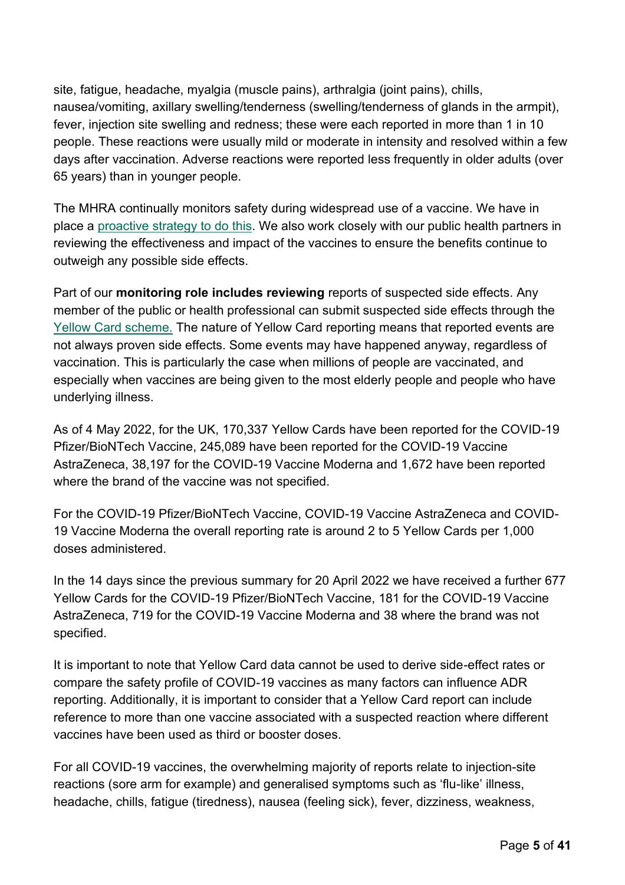site, fatigue, headache, myalgia (muscle pains), arthralgia (joint pains), chills, nausea/vomiting, axillary swelling/tenderness (swelling/tenderness of glands in the armpit), fever, injection site swelling and redness; these were each reported in more than 1 in 10 people. These reactions were usually mild or moderate in intensity and resolved within a few days after vaccination. Adverse reactions were reported less frequently in older adults (over 65 years) than in younger people.

The MHRA continually monitors safety during widespread use of a vaccine. We have in place a proactive strategy to do this. We also work closely with our public health partners in reviewing the effectiveness and impact of the vaccines to ensure the benefits continue to outweigh any possible side effects.

Part of our **monitoring role includes reviewing** reports of suspected side effects. Any member of the public or health professional can submit suspected side effects through the Yellow Card scheme. The nature of Yellow Card reporting means that reported events are not always proven side effects. Some events may have happened anyway, regardless of vaccination. This is particularly the case when millions of people are vaccinated, and especially when vaccines are being given to the most elderly people and people who have underlying illness.

As of 4 May 2022, for the UK, 170,337 Yellow Cards have been reported for the COVID-19 Pfizer/BioNTech Vaccine, 245,089 have been reported for the COVID-19 Vaccine AstraZeneca, 38,197 for the COVID-19 Vaccine Moderna and 1,672 have been reported where the brand of the vaccine was not specified.

For the COVID-19 Pfizer/BioNTech Vaccine, COVID-19 Vaccine AstraZeneca and COVID-19 Vaccine Moderna the overall reporting rate is around 2 to 5 Yellow Cards per 1,000 doses administered.

In the 14 days since the previous summary for 20 April 2022 we have received a further 677 Yellow Cards for the COVID-19 Pfizer/BioNTech Vaccine, 181 for the COVID-19 Vaccine AstraZeneca, 719 for the COVID-19 Vaccine Moderna and 38 where the brand was not specified.

It is important to note that Yellow Card data cannot be used to derive side-effect rates or compare the safety profile of COVID-19 vaccines as many factors can influence ADR reporting. Additionally, it is important to consider that a Yellow Card report can include reference to more than one vaccine associated with a suspected reaction where different vaccines have been used as third or booster doses.

For all COVID-19 vaccines, the overwhelming majority of reports relate to injection-site reactions (sore arm for example) and generalised symptoms such as 'flu-like' illness, headache, chills, fatigue (tiredness), nausea (feeling sick), fever, dizziness, weakness,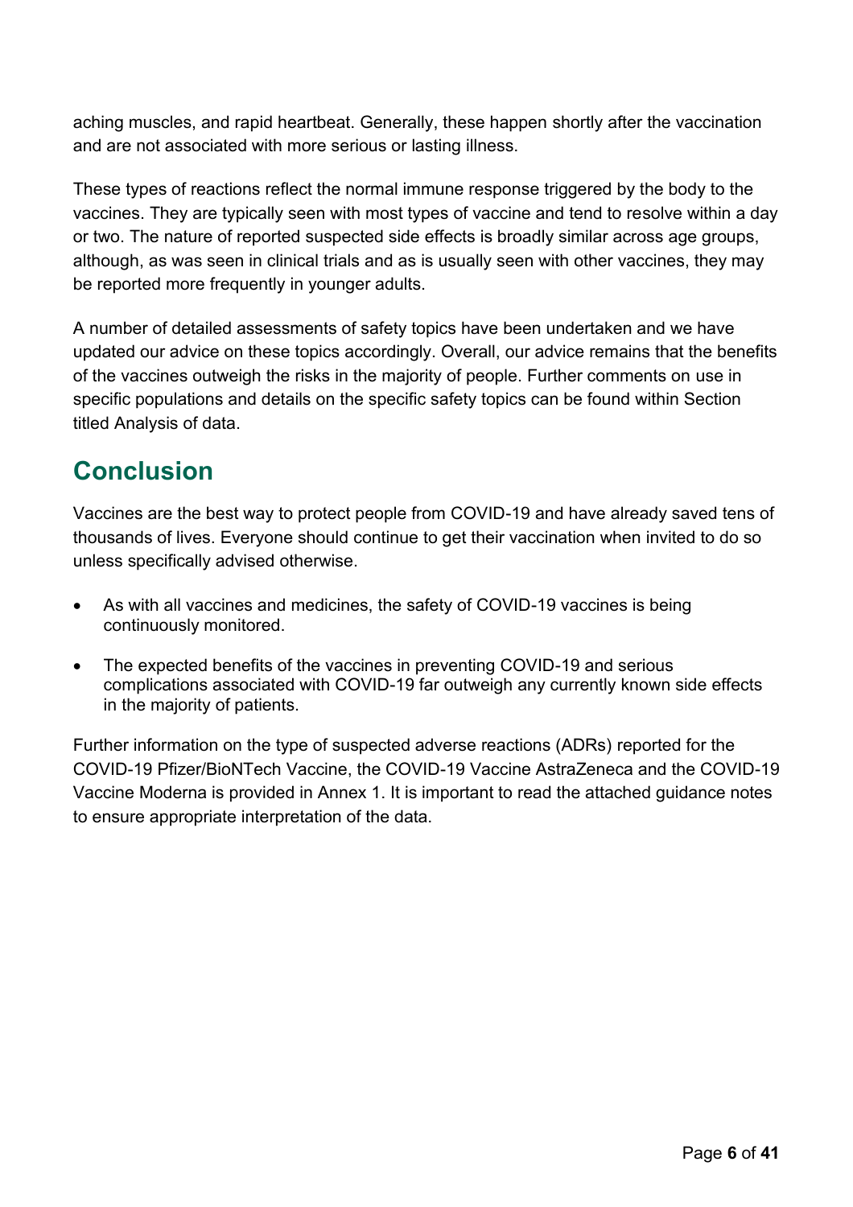aching muscles, and rapid heartbeat. Generally, these happen shortly after the vaccination and are not associated with more serious or lasting illness.

These types of reactions reflect the normal immune response triggered by the body to the vaccines. They are typically seen with most types of vaccine and tend to resolve within a day or two. The nature of reported suspected side effects is broadly similar across age groups, although, as was seen in clinical trials and as is usually seen with other vaccines, they may be reported more frequently in younger adults.

A number of detailed assessments of safety topics have been undertaken and we have updated our advice on these topics accordingly. Overall, our advice remains that the benefits of the vaccines outweigh the risks in the majority of people. Further comments on use in specific populations and details on the specific safety topics can be found within Section titled Analysis of data.

## Conclusion

Vaccines are the best way to protect people from COVID-19 and have already saved tens of thousands of lives. Everyone should continue to get their vaccination when invited to do so unless specifically advised otherwise.

- As with all vaccines and medicines, the safety of COVID-19 vaccines is being continuously monitored.
- The expected benefits of the vaccines in preventing COVID-19 and serious complications associated with COVID-19 far outweigh any currently known side effects in the majority of patients.

Further information on the type of suspected adverse reactions (ADRs) reported for the COVID-19 Pfizer/BioNTech Vaccine, the COVID-19 Vaccine AstraZeneca and the COVID-19 Vaccine Moderna is provided in Annex 1. It is important to read the attached guidance notes to ensure appropriate interpretation of the data.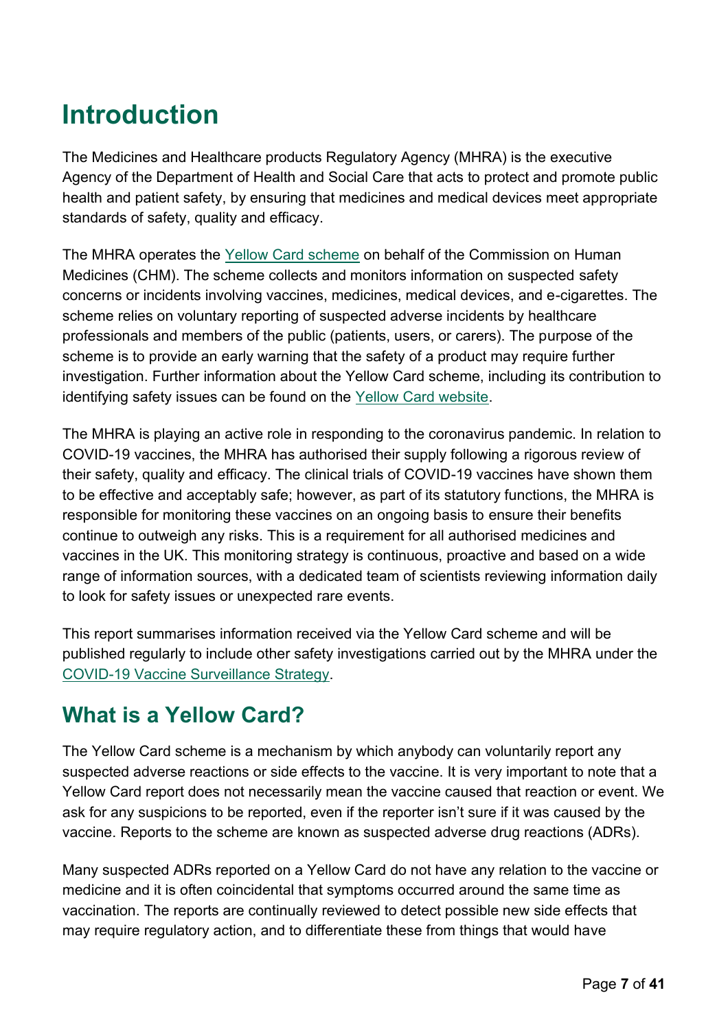# Introduction

The Medicines and Healthcare products Regulatory Agency (MHRA) is the executive Agency of the Department of Health and Social Care that acts to protect and promote public health and patient safety, by ensuring that medicines and medical devices meet appropriate standards of safety, quality and efficacy.

The MHRA operates the Yellow Card scheme on behalf of the Commission on Human Medicines (CHM). The scheme collects and monitors information on suspected safety concerns or incidents involving vaccines, medicines, medical devices, and e-cigarettes. The scheme relies on voluntary reporting of suspected adverse incidents by healthcare professionals and members of the public (patients, users, or carers). The purpose of the scheme is to provide an early warning that the safety of a product may require further investigation. Further information about the Yellow Card scheme, including its contribution to identifying safety issues can be found on the Yellow Card website.

The MHRA is playing an active role in responding to the coronavirus pandemic. In relation to COVID-19 vaccines, the MHRA has authorised their supply following a rigorous review of their safety, quality and efficacy. The clinical trials of COVID-19 vaccines have shown them to be effective and acceptably safe; however, as part of its statutory functions, the MHRA is responsible for monitoring these vaccines on an ongoing basis to ensure their benefits continue to outweigh any risks. This is a requirement for all authorised medicines and vaccines in the UK. This monitoring strategy is continuous, proactive and based on a wide range of information sources, with a dedicated team of scientists reviewing information daily to look for safety issues or unexpected rare events.

This report summarises information received via the Yellow Card scheme and will be published regularly to include other safety investigations carried out by the MHRA under the COVID-19 Vaccine Surveillance Strategy.

## What is a Yellow Card?

The Yellow Card scheme is a mechanism by which anybody can voluntarily report any suspected adverse reactions or side effects to the vaccine. It is very important to note that a Yellow Card report does not necessarily mean the vaccine caused that reaction or event. We ask for any suspicions to be reported, even if the reporter isn't sure if it was caused by the vaccine. Reports to the scheme are known as suspected adverse drug reactions (ADRs).

Many suspected ADRs reported on a Yellow Card do not have any relation to the vaccine or medicine and it is often coincidental that symptoms occurred around the same time as vaccination. The reports are continually reviewed to detect possible new side effects that may require regulatory action, and to differentiate these from things that would have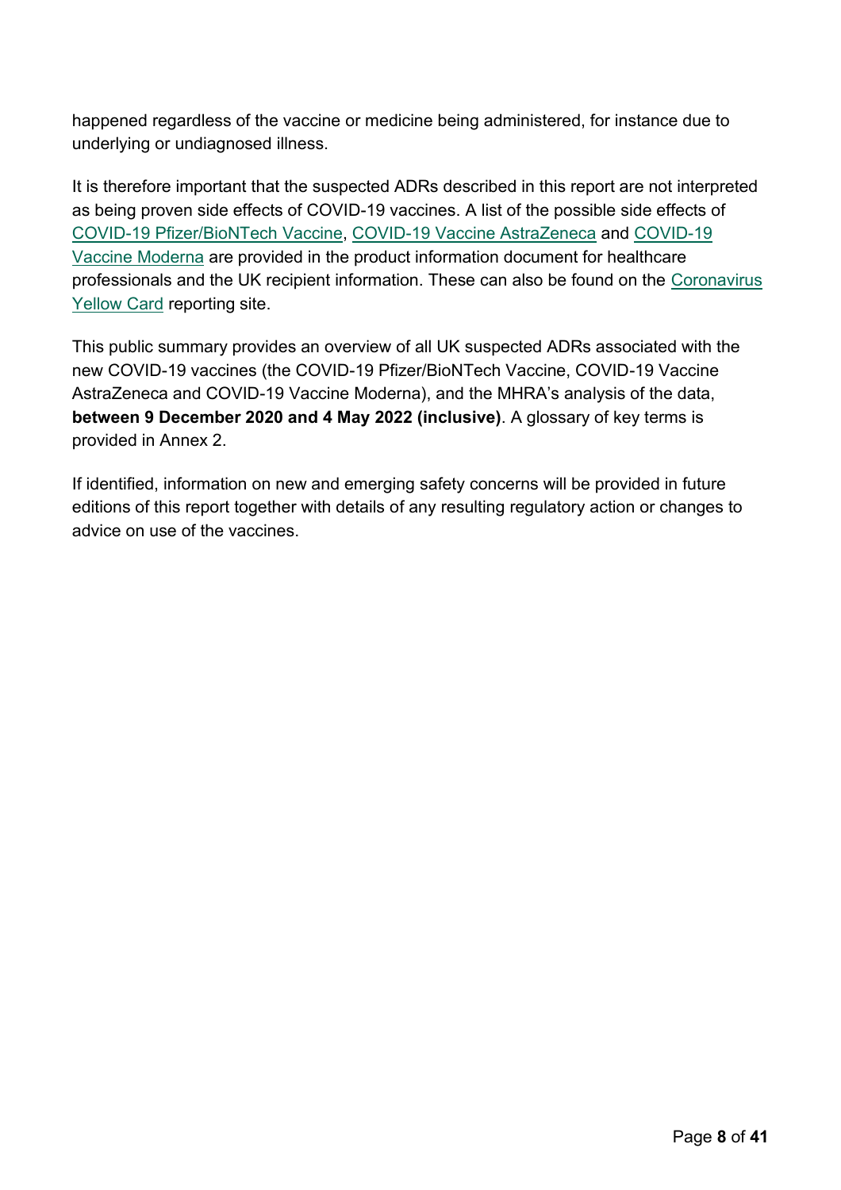happened regardless of the vaccine or medicine being administered, for instance due to underlying or undiagnosed illness.

It is therefore important that the suspected ADRs described in this report are not interpreted as being proven side effects of COVID-19 vaccines. A list of the possible side effects of COVID-19 Pfizer/BioNTech Vaccine, COVID-19 Vaccine AstraZeneca and COVID-19 Vaccine Moderna are provided in the product information document for healthcare professionals and the UK recipient information. These can also be found on the Coronavirus Yellow Card reporting site.

This public summary provides an overview of all UK suspected ADRs associated with the new COVID-19 vaccines (the COVID-19 Pfizer/BioNTech Vaccine, COVID-19 Vaccine AstraZeneca and COVID-19 Vaccine Moderna), and the MHRA's analysis of the data, **between 9 December 2020 and 4 May 2022 (inclusive)**. A glossary of key terms is provided in Annex 2.

If identified, information on new and emerging safety concerns will be provided in future editions of this report together with details of any resulting regulatory action or changes to advice on use of the vaccines.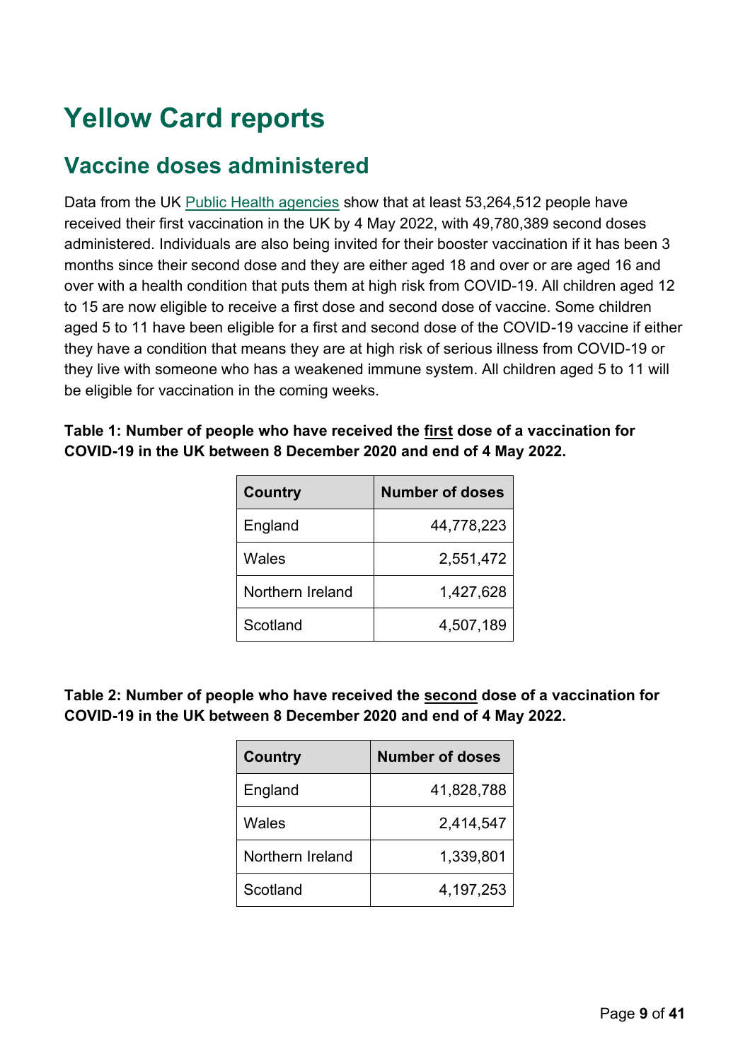# Yellow Card reports

## Vaccine doses administered

Data from the UK Public Health agencies show that at least 53,264,512 people have received their first vaccination in the UK by 4 May 2022, with 49,780,389 second doses administered. Individuals are also being invited for their booster vaccination if it has been 3 months since their second dose and they are either aged 18 and over or are aged 16 and over with a health condition that puts them at high risk from COVID-19. All children aged 12 to 15 are now eligible to receive a first dose and second dose of vaccine. Some children aged 5 to 11 have been eligible for a first and second dose of the COVID-19 vaccine if either they have a condition that means they are at high risk of serious illness from COVID-19 or they live with someone who has a weakened immune system. All children aged 5 to 11 will be eligible for vaccination in the coming weeks.

**Table 1: Number of people who have received the first dose of a vaccination for COVID-19 in the UK between 8 December 2020 and end of 4 May 2022.**

| Country | Number of doses |
| --- | ---: |
| England | 44,778,223 |
| Wales | 2,551,472 |
| Northern Ireland | 1,427,628 |
| Scotland | 4,507,189 |

**Table 2: Number of people who have received the second dose of a vaccination for COVID-19 in the UK between 8 December 2020 and end of 4 May 2022.**

| Country | Number of doses |
| --- | ---: |
| England | 41,828,788 |
| Wales | 2,414,547 |
| Northern Ireland | 1,339,801 |
| Scotland | 4,197,253 |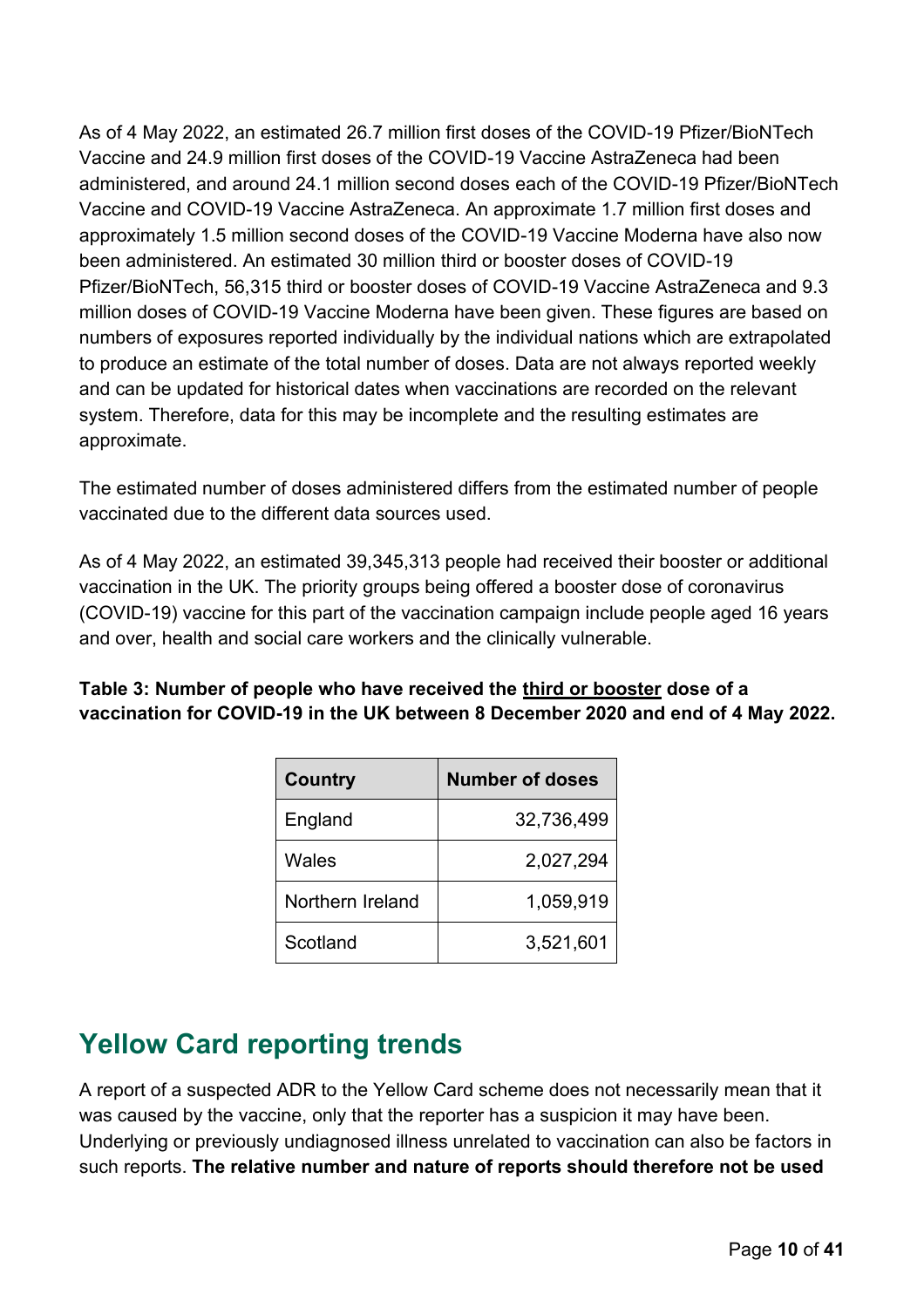As of 4 May 2022, an estimated 26.7 million first doses of the COVID-19 Pfizer/BioNTech Vaccine and 24.9 million first doses of the COVID-19 Vaccine AstraZeneca had been administered, and around 24.1 million second doses each of the COVID-19 Pfizer/BioNTech Vaccine and COVID-19 Vaccine AstraZeneca. An approximate 1.7 million first doses and approximately 1.5 million second doses of the COVID-19 Vaccine Moderna have also now been administered. An estimated 30 million third or booster doses of COVID-19 Pfizer/BioNTech, 56,315 third or booster doses of COVID-19 Vaccine AstraZeneca and 9.3 million doses of COVID-19 Vaccine Moderna have been given. These figures are based on numbers of exposures reported individually by the individual nations which are extrapolated to produce an estimate of the total number of doses. Data are not always reported weekly and can be updated for historical dates when vaccinations are recorded on the relevant system. Therefore, data for this may be incomplete and the resulting estimates are approximate.

The estimated number of doses administered differs from the estimated number of people vaccinated due to the different data sources used.

As of 4 May 2022, an estimated 39,345,313 people had received their booster or additional vaccination in the UK. The priority groups being offered a booster dose of coronavirus (COVID-19) vaccine for this part of the vaccination campaign include people aged 16 years and over, health and social care workers and the clinically vulnerable.

**Table 3: Number of people who have received the third or booster dose of a vaccination for COVID-19 in the UK between 8 December 2020 and end of 4 May 2022.**

| Country | Number of doses |
| --- | ---: |
| England | 32,736,499 |
| Wales | 2,027,294 |
| Northern Ireland | 1,059,919 |
| Scotland | 3,521,601 |

## Yellow Card reporting trends

A report of a suspected ADR to the Yellow Card scheme does not necessarily mean that it was caused by the vaccine, only that the reporter has a suspicion it may have been. Underlying or previously undiagnosed illness unrelated to vaccination can also be factors in such reports. **The relative number and nature of reports should therefore not be used**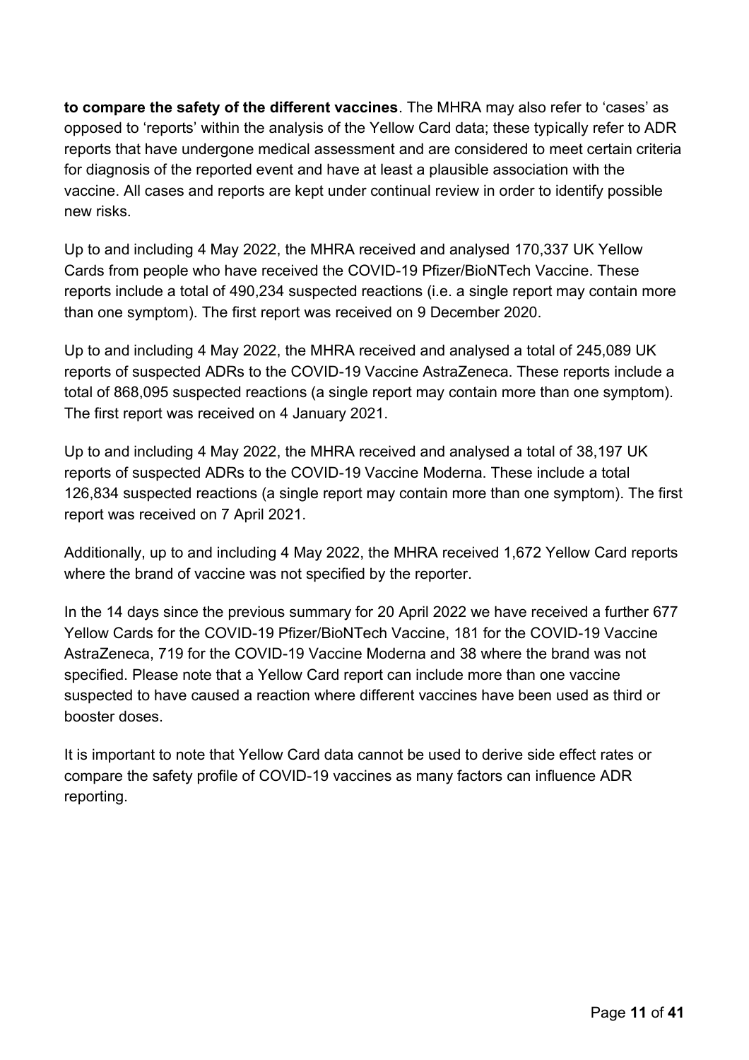**to compare the safety of the different vaccines**. The MHRA may also refer to 'cases' as opposed to 'reports' within the analysis of the Yellow Card data; these typically refer to ADR reports that have undergone medical assessment and are considered to meet certain criteria for diagnosis of the reported event and have at least a plausible association with the vaccine. All cases and reports are kept under continual review in order to identify possible new risks.

Up to and including 4 May 2022, the MHRA received and analysed 170,337 UK Yellow Cards from people who have received the COVID-19 Pfizer/BioNTech Vaccine. These reports include a total of 490,234 suspected reactions (i.e. a single report may contain more than one symptom). The first report was received on 9 December 2020.

Up to and including 4 May 2022, the MHRA received and analysed a total of 245,089 UK reports of suspected ADRs to the COVID-19 Vaccine AstraZeneca. These reports include a total of 868,095 suspected reactions (a single report may contain more than one symptom). The first report was received on 4 January 2021.

Up to and including 4 May 2022, the MHRA received and analysed a total of 38,197 UK reports of suspected ADRs to the COVID-19 Vaccine Moderna. These include a total 126,834 suspected reactions (a single report may contain more than one symptom). The first report was received on 7 April 2021.

Additionally, up to and including 4 May 2022, the MHRA received 1,672 Yellow Card reports where the brand of vaccine was not specified by the reporter.

In the 14 days since the previous summary for 20 April 2022 we have received a further 677 Yellow Cards for the COVID-19 Pfizer/BioNTech Vaccine, 181 for the COVID-19 Vaccine AstraZeneca, 719 for the COVID-19 Vaccine Moderna and 38 where the brand was not specified. Please note that a Yellow Card report can include more than one vaccine suspected to have caused a reaction where different vaccines have been used as third or booster doses.

It is important to note that Yellow Card data cannot be used to derive side effect rates or compare the safety profile of COVID-19 vaccines as many factors can influence ADR reporting.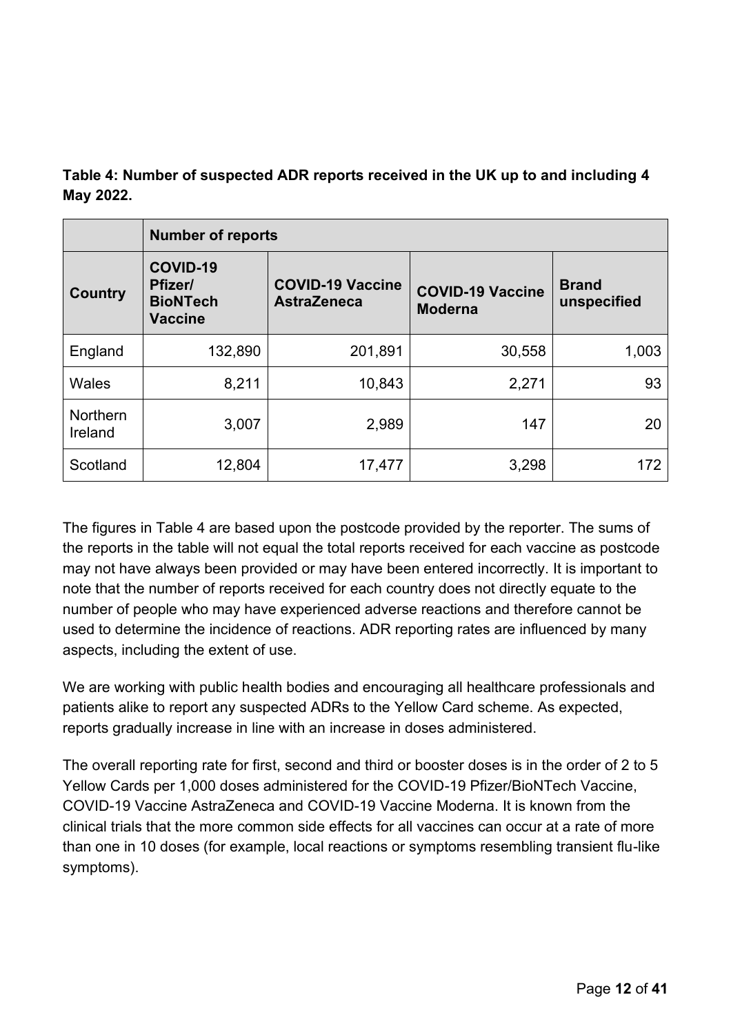**Table 4: Number of suspected ADR reports received in the UK up to and including 4 May 2022.**

| | **Number of reports** | | | |
|---|---|---|---|---|
| **Country** | **COVID-19 Pfizer/ BioNTech Vaccine** | **COVID-19 Vaccine AstraZeneca** | **COVID-19 Vaccine Moderna** | **Brand unspecified** |
| England | 132,890 | 201,891 | 30,558 | 1,003 |
| Wales | 8,211 | 10,843 | 2,271 | 93 |
| Northern Ireland | 3,007 | 2,989 | 147 | 20 |
| Scotland | 12,804 | 17,477 | 3,298 | 172 |

The figures in Table 4 are based upon the postcode provided by the reporter. The sums of the reports in the table will not equal the total reports received for each vaccine as postcode may not have always been provided or may have been entered incorrectly. It is important to note that the number of reports received for each country does not directly equate to the number of people who may have experienced adverse reactions and therefore cannot be used to determine the incidence of reactions. ADR reporting rates are influenced by many aspects, including the extent of use.

We are working with public health bodies and encouraging all healthcare professionals and patients alike to report any suspected ADRs to the Yellow Card scheme. As expected, reports gradually increase in line with an increase in doses administered.

The overall reporting rate for first, second and third or booster doses is in the order of 2 to 5 Yellow Cards per 1,000 doses administered for the COVID-19 Pfizer/BioNTech Vaccine, COVID-19 Vaccine AstraZeneca and COVID-19 Vaccine Moderna. It is known from the clinical trials that the more common side effects for all vaccines can occur at a rate of more than one in 10 doses (for example, local reactions or symptoms resembling transient flu-like symptoms).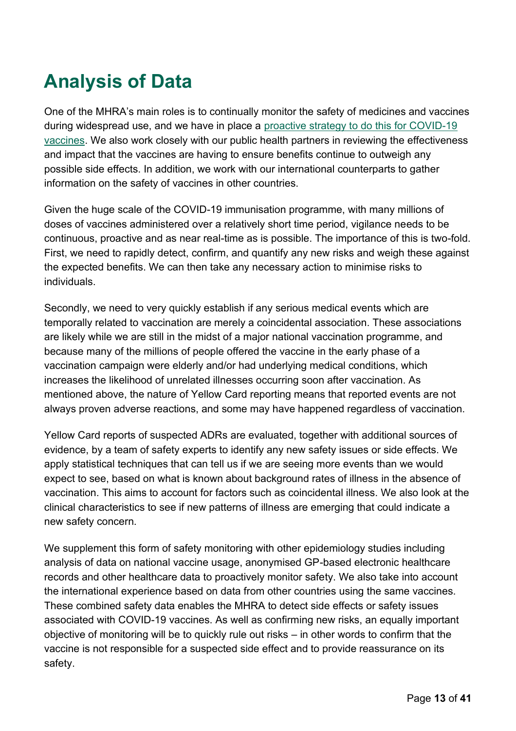# Analysis of Data

One of the MHRA's main roles is to continually monitor the safety of medicines and vaccines during widespread use, and we have in place a [proactive strategy to do this for COVID-19 vaccines](). We also work closely with our public health partners in reviewing the effectiveness and impact that the vaccines are having to ensure benefits continue to outweigh any possible side effects. In addition, we work with our international counterparts to gather information on the safety of vaccines in other countries.

Given the huge scale of the COVID-19 immunisation programme, with many millions of doses of vaccines administered over a relatively short time period, vigilance needs to be continuous, proactive and as near real-time as is possible. The importance of this is two-fold. First, we need to rapidly detect, confirm, and quantify any new risks and weigh these against the expected benefits. We can then take any necessary action to minimise risks to individuals.

Secondly, we need to very quickly establish if any serious medical events which are temporally related to vaccination are merely a coincidental association. These associations are likely while we are still in the midst of a major national vaccination programme, and because many of the millions of people offered the vaccine in the early phase of a vaccination campaign were elderly and/or had underlying medical conditions, which increases the likelihood of unrelated illnesses occurring soon after vaccination. As mentioned above, the nature of Yellow Card reporting means that reported events are not always proven adverse reactions, and some may have happened regardless of vaccination.

Yellow Card reports of suspected ADRs are evaluated, together with additional sources of evidence, by a team of safety experts to identify any new safety issues or side effects. We apply statistical techniques that can tell us if we are seeing more events than we would expect to see, based on what is known about background rates of illness in the absence of vaccination. This aims to account for factors such as coincidental illness. We also look at the clinical characteristics to see if new patterns of illness are emerging that could indicate a new safety concern.

We supplement this form of safety monitoring with other epidemiology studies including analysis of data on national vaccine usage, anonymised GP-based electronic healthcare records and other healthcare data to proactively monitor safety. We also take into account the international experience based on data from other countries using the same vaccines. These combined safety data enables the MHRA to detect side effects or safety issues associated with COVID-19 vaccines. As well as confirming new risks, an equally important objective of monitoring will be to quickly rule out risks – in other words to confirm that the vaccine is not responsible for a suspected side effect and to provide reassurance on its safety.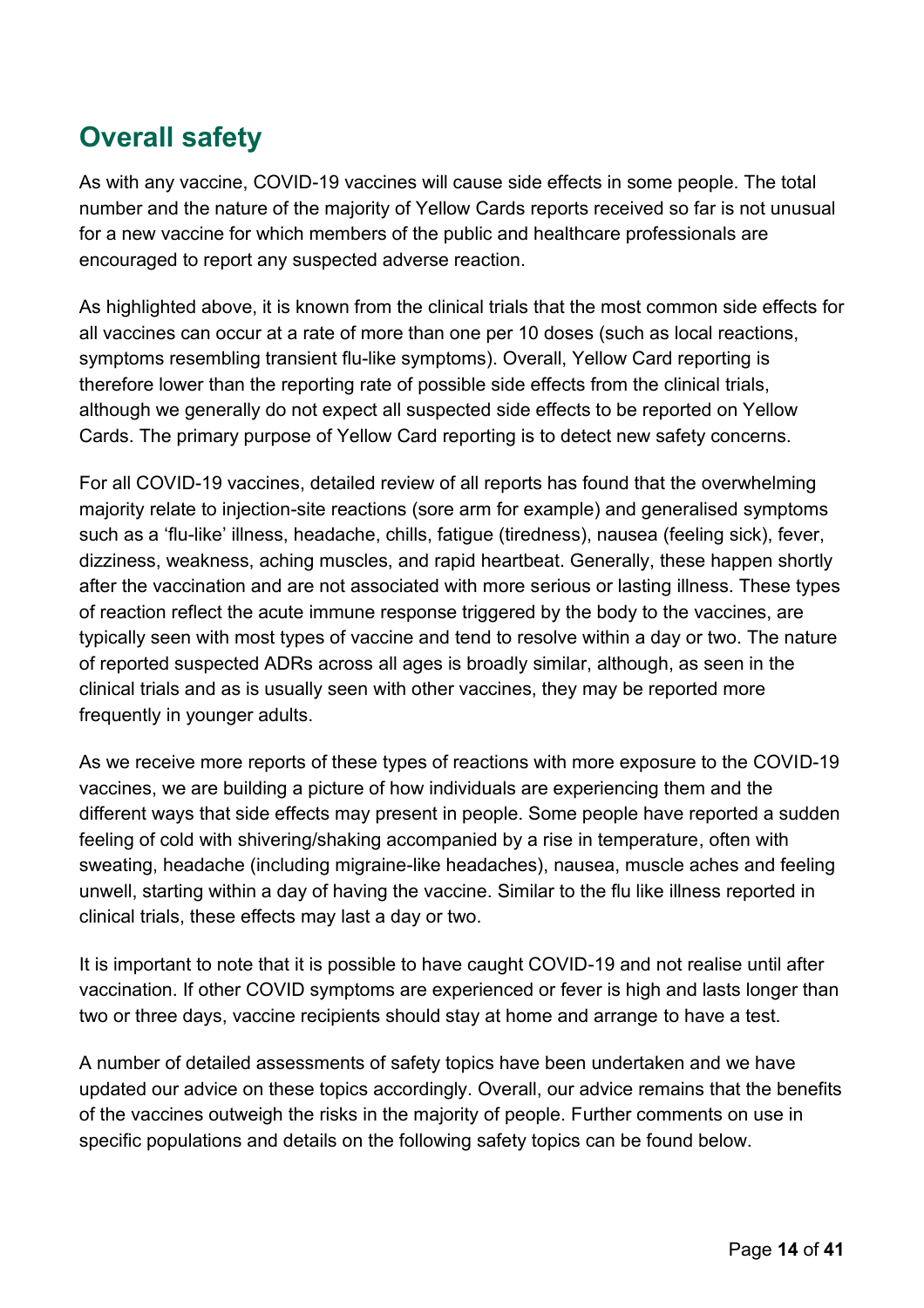## Overall safety

As with any vaccine, COVID-19 vaccines will cause side effects in some people. The total number and the nature of the majority of Yellow Cards reports received so far is not unusual for a new vaccine for which members of the public and healthcare professionals are encouraged to report any suspected adverse reaction.

As highlighted above, it is known from the clinical trials that the most common side effects for all vaccines can occur at a rate of more than one per 10 doses (such as local reactions, symptoms resembling transient flu-like symptoms). Overall, Yellow Card reporting is therefore lower than the reporting rate of possible side effects from the clinical trials, although we generally do not expect all suspected side effects to be reported on Yellow Cards. The primary purpose of Yellow Card reporting is to detect new safety concerns.

For all COVID-19 vaccines, detailed review of all reports has found that the overwhelming majority relate to injection-site reactions (sore arm for example) and generalised symptoms such as a 'flu-like' illness, headache, chills, fatigue (tiredness), nausea (feeling sick), fever, dizziness, weakness, aching muscles, and rapid heartbeat. Generally, these happen shortly after the vaccination and are not associated with more serious or lasting illness. These types of reaction reflect the acute immune response triggered by the body to the vaccines, are typically seen with most types of vaccine and tend to resolve within a day or two. The nature of reported suspected ADRs across all ages is broadly similar, although, as seen in the clinical trials and as is usually seen with other vaccines, they may be reported more frequently in younger adults.

As we receive more reports of these types of reactions with more exposure to the COVID-19 vaccines, we are building a picture of how individuals are experiencing them and the different ways that side effects may present in people. Some people have reported a sudden feeling of cold with shivering/shaking accompanied by a rise in temperature, often with sweating, headache (including migraine-like headaches), nausea, muscle aches and feeling unwell, starting within a day of having the vaccine. Similar to the flu like illness reported in clinical trials, these effects may last a day or two.

It is important to note that it is possible to have caught COVID-19 and not realise until after vaccination. If other COVID symptoms are experienced or fever is high and lasts longer than two or three days, vaccine recipients should stay at home and arrange to have a test.

A number of detailed assessments of safety topics have been undertaken and we have updated our advice on these topics accordingly. Overall, our advice remains that the benefits of the vaccines outweigh the risks in the majority of people. Further comments on use in specific populations and details on the following safety topics can be found below.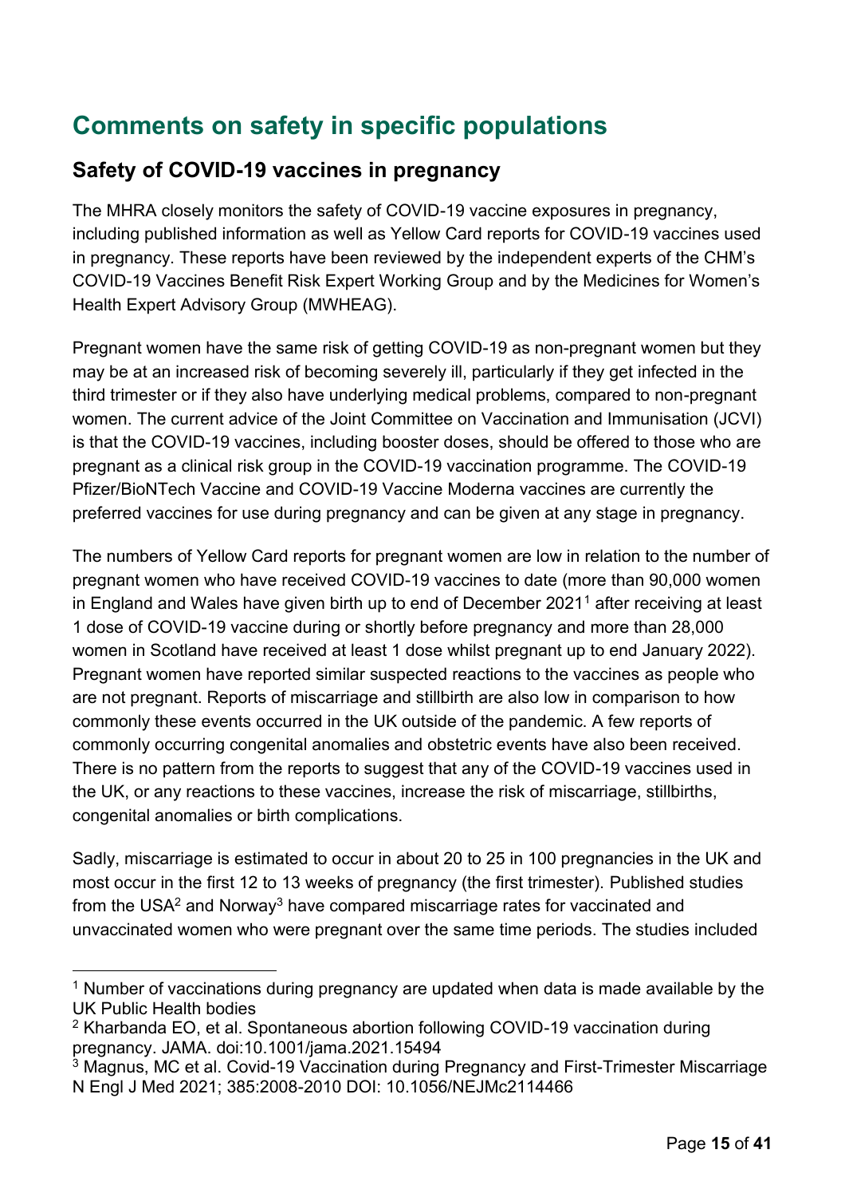# Comments on safety in specific populations

## Safety of COVID-19 vaccines in pregnancy

The MHRA closely monitors the safety of COVID-19 vaccine exposures in pregnancy, including published information as well as Yellow Card reports for COVID-19 vaccines used in pregnancy. These reports have been reviewed by the independent experts of the CHM's COVID-19 Vaccines Benefit Risk Expert Working Group and by the Medicines for Women's Health Expert Advisory Group (MWHEAG).

Pregnant women have the same risk of getting COVID-19 as non-pregnant women but they may be at an increased risk of becoming severely ill, particularly if they get infected in the third trimester or if they also have underlying medical problems, compared to non-pregnant women. The current advice of the Joint Committee on Vaccination and Immunisation (JCVI) is that the COVID-19 vaccines, including booster doses, should be offered to those who are pregnant as a clinical risk group in the COVID-19 vaccination programme. The COVID-19 Pfizer/BioNTech Vaccine and COVID-19 Vaccine Moderna vaccines are currently the preferred vaccines for use during pregnancy and can be given at any stage in pregnancy.

The numbers of Yellow Card reports for pregnant women are low in relation to the number of pregnant women who have received COVID-19 vaccines to date (more than 90,000 women in England and Wales have given birth up to end of December 2021[1] after receiving at least 1 dose of COVID-19 vaccine during or shortly before pregnancy and more than 28,000 women in Scotland have received at least 1 dose whilst pregnant up to end January 2022). Pregnant women have reported similar suspected reactions to the vaccines as people who are not pregnant. Reports of miscarriage and stillbirth are also low in comparison to how commonly these events occurred in the UK outside of the pandemic. A few reports of commonly occurring congenital anomalies and obstetric events have also been received. There is no pattern from the reports to suggest that any of the COVID-19 vaccines used in the UK, or any reactions to these vaccines, increase the risk of miscarriage, stillbirths, congenital anomalies or birth complications.

Sadly, miscarriage is estimated to occur in about 20 to 25 in 100 pregnancies in the UK and most occur in the first 12 to 13 weeks of pregnancy (the first trimester). Published studies from the USA[2] and Norway[3] have compared miscarriage rates for vaccinated and unvaccinated women who were pregnant over the same time periods. The studies included

---

[1] Number of vaccinations during pregnancy are updated when data is made available by the UK Public Health bodies

[2] Kharbanda EO, et al. Spontaneous abortion following COVID-19 vaccination during pregnancy. JAMA. doi:10.1001/jama.2021.15494

[3] Magnus, MC et al. Covid-19 Vaccination during Pregnancy and First-Trimester Miscarriage N Engl J Med 2021; 385:2008-2010 DOI: 10.1056/NEJMc2114466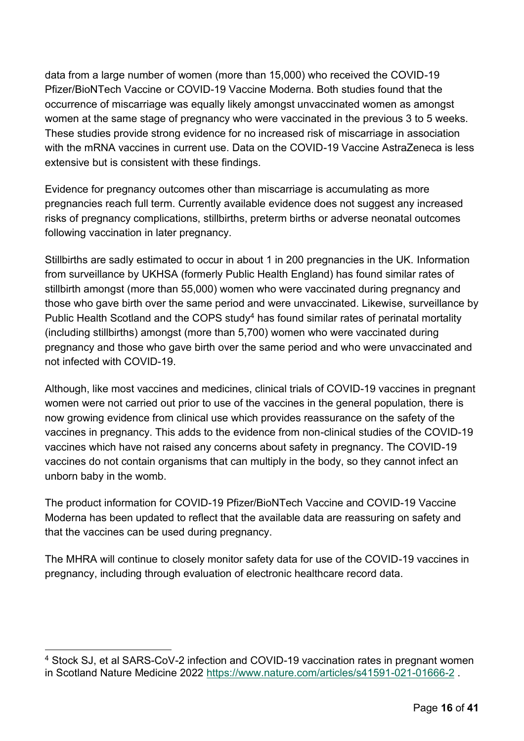data from a large number of women (more than 15,000) who received the COVID-19 Pfizer/BioNTech Vaccine or COVID-19 Vaccine Moderna. Both studies found that the occurrence of miscarriage was equally likely amongst unvaccinated women as amongst women at the same stage of pregnancy who were vaccinated in the previous 3 to 5 weeks. These studies provide strong evidence for no increased risk of miscarriage in association with the mRNA vaccines in current use. Data on the COVID-19 Vaccine AstraZeneca is less extensive but is consistent with these findings.

Evidence for pregnancy outcomes other than miscarriage is accumulating as more pregnancies reach full term. Currently available evidence does not suggest any increased risks of pregnancy complications, stillbirths, preterm births or adverse neonatal outcomes following vaccination in later pregnancy.

Stillbirths are sadly estimated to occur in about 1 in 200 pregnancies in the UK. Information from surveillance by UKHSA (formerly Public Health England) has found similar rates of stillbirth amongst (more than 55,000) women who were vaccinated during pregnancy and those who gave birth over the same period and were unvaccinated. Likewise, surveillance by Public Health Scotland and the COPS study[4] has found similar rates of perinatal mortality (including stillbirths) amongst (more than 5,700) women who were vaccinated during pregnancy and those who gave birth over the same period and who were unvaccinated and not infected with COVID-19.

Although, like most vaccines and medicines, clinical trials of COVID-19 vaccines in pregnant women were not carried out prior to use of the vaccines in the general population, there is now growing evidence from clinical use which provides reassurance on the safety of the vaccines in pregnancy. This adds to the evidence from non-clinical studies of the COVID-19 vaccines which have not raised any concerns about safety in pregnancy. The COVID-19 vaccines do not contain organisms that can multiply in the body, so they cannot infect an unborn baby in the womb.

The product information for COVID-19 Pfizer/BioNTech Vaccine and COVID-19 Vaccine Moderna has been updated to reflect that the available data are reassuring on safety and that the vaccines can be used during pregnancy.

The MHRA will continue to closely monitor safety data for use of the COVID-19 vaccines in pregnancy, including through evaluation of electronic healthcare record data.

---

[4] Stock SJ, et al SARS-CoV-2 infection and COVID-19 vaccination rates in pregnant women in Scotland Nature Medicine 2022 https://www.nature.com/articles/s41591-021-01666-2 .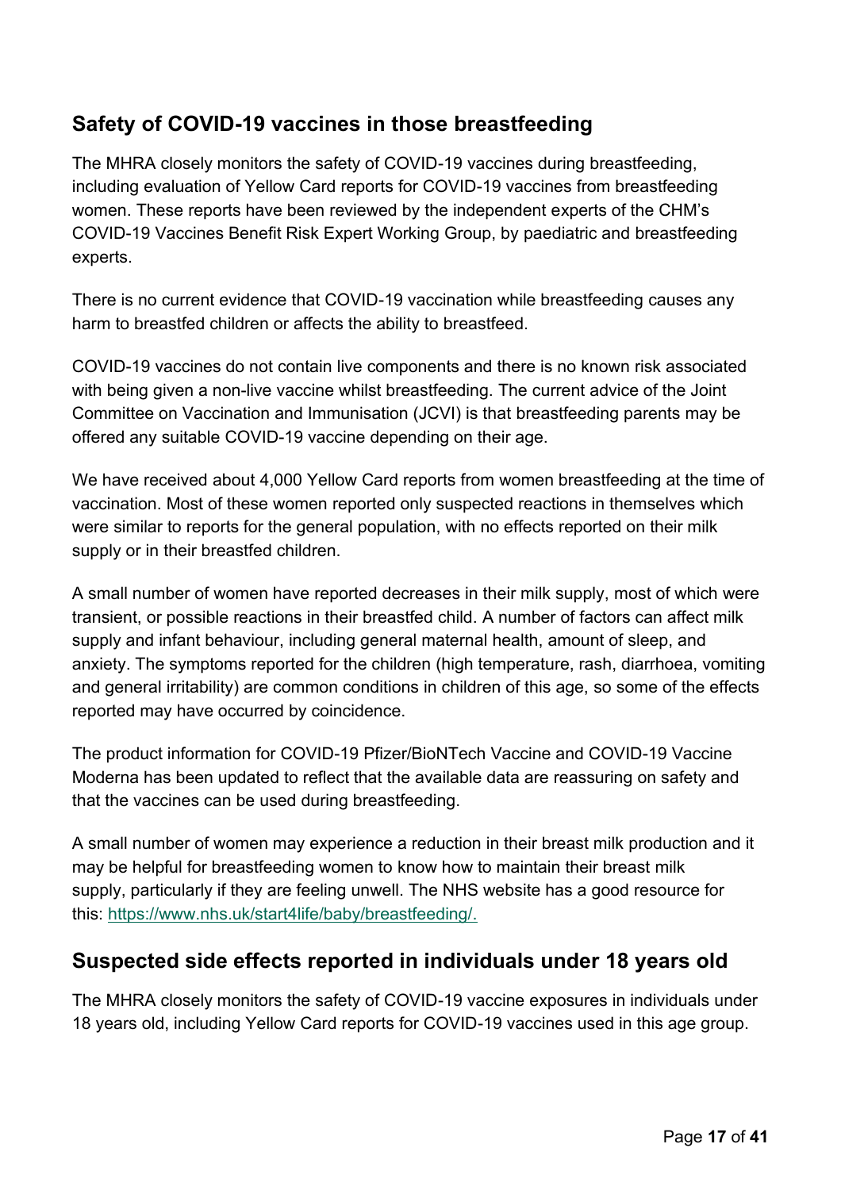## Safety of COVID-19 vaccines in those breastfeeding

The MHRA closely monitors the safety of COVID-19 vaccines during breastfeeding, including evaluation of Yellow Card reports for COVID-19 vaccines from breastfeeding women. These reports have been reviewed by the independent experts of the CHM's COVID-19 Vaccines Benefit Risk Expert Working Group, by paediatric and breastfeeding experts.

There is no current evidence that COVID-19 vaccination while breastfeeding causes any harm to breastfed children or affects the ability to breastfeed.

COVID-19 vaccines do not contain live components and there is no known risk associated with being given a non-live vaccine whilst breastfeeding. The current advice of the Joint Committee on Vaccination and Immunisation (JCVI) is that breastfeeding parents may be offered any suitable COVID-19 vaccine depending on their age.

We have received about 4,000 Yellow Card reports from women breastfeeding at the time of vaccination. Most of these women reported only suspected reactions in themselves which were similar to reports for the general population, with no effects reported on their milk supply or in their breastfed children.

A small number of women have reported decreases in their milk supply, most of which were transient, or possible reactions in their breastfed child. A number of factors can affect milk supply and infant behaviour, including general maternal health, amount of sleep, and anxiety. The symptoms reported for the children (high temperature, rash, diarrhoea, vomiting and general irritability) are common conditions in children of this age, so some of the effects reported may have occurred by coincidence.

The product information for COVID-19 Pfizer/BioNTech Vaccine and COVID-19 Vaccine Moderna has been updated to reflect that the available data are reassuring on safety and that the vaccines can be used during breastfeeding.

A small number of women may experience a reduction in their breast milk production and it may be helpful for breastfeeding women to know how to maintain their breast milk supply, particularly if they are feeling unwell. The NHS website has a good resource for this: [https://www.nhs.uk/start4life/baby/breastfeeding/.](https://www.nhs.uk/start4life/baby/breastfeeding/)

## Suspected side effects reported in individuals under 18 years old

The MHRA closely monitors the safety of COVID-19 vaccine exposures in individuals under 18 years old, including Yellow Card reports for COVID-19 vaccines used in this age group.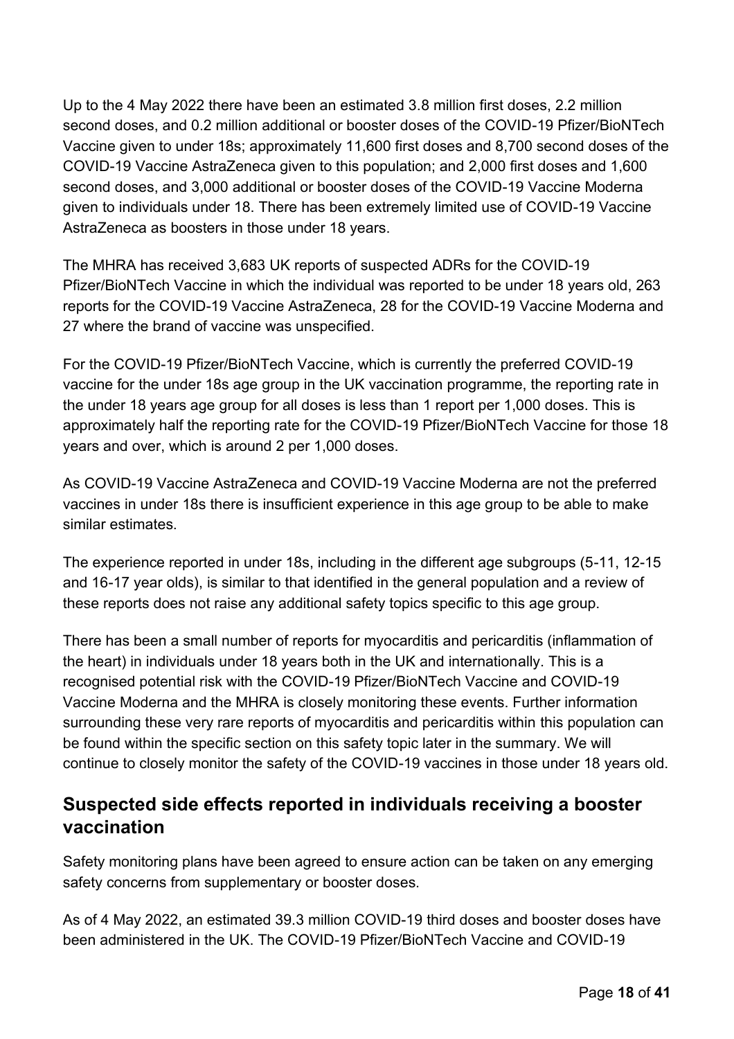Up to the 4 May 2022 there have been an estimated 3.8 million first doses, 2.2 million second doses, and 0.2 million additional or booster doses of the COVID-19 Pfizer/BioNTech Vaccine given to under 18s; approximately 11,600 first doses and 8,700 second doses of the COVID-19 Vaccine AstraZeneca given to this population; and 2,000 first doses and 1,600 second doses, and 3,000 additional or booster doses of the COVID-19 Vaccine Moderna given to individuals under 18. There has been extremely limited use of COVID-19 Vaccine AstraZeneca as boosters in those under 18 years.

The MHRA has received 3,683 UK reports of suspected ADRs for the COVID-19 Pfizer/BioNTech Vaccine in which the individual was reported to be under 18 years old, 263 reports for the COVID-19 Vaccine AstraZeneca, 28 for the COVID-19 Vaccine Moderna and 27 where the brand of vaccine was unspecified.

For the COVID-19 Pfizer/BioNTech Vaccine, which is currently the preferred COVID-19 vaccine for the under 18s age group in the UK vaccination programme, the reporting rate in the under 18 years age group for all doses is less than 1 report per 1,000 doses. This is approximately half the reporting rate for the COVID-19 Pfizer/BioNTech Vaccine for those 18 years and over, which is around 2 per 1,000 doses.

As COVID-19 Vaccine AstraZeneca and COVID-19 Vaccine Moderna are not the preferred vaccines in under 18s there is insufficient experience in this age group to be able to make similar estimates.

The experience reported in under 18s, including in the different age subgroups (5-11, 12-15 and 16-17 year olds), is similar to that identified in the general population and a review of these reports does not raise any additional safety topics specific to this age group.

There has been a small number of reports for myocarditis and pericarditis (inflammation of the heart) in individuals under 18 years both in the UK and internationally. This is a recognised potential risk with the COVID-19 Pfizer/BioNTech Vaccine and COVID-19 Vaccine Moderna and the MHRA is closely monitoring these events. Further information surrounding these very rare reports of myocarditis and pericarditis within this population can be found within the specific section on this safety topic later in the summary. We will continue to closely monitor the safety of the COVID-19 vaccines in those under 18 years old.

## Suspected side effects reported in individuals receiving a booster vaccination

Safety monitoring plans have been agreed to ensure action can be taken on any emerging safety concerns from supplementary or booster doses.

As of 4 May 2022, an estimated 39.3 million COVID-19 third doses and booster doses have been administered in the UK. The COVID-19 Pfizer/BioNTech Vaccine and COVID-19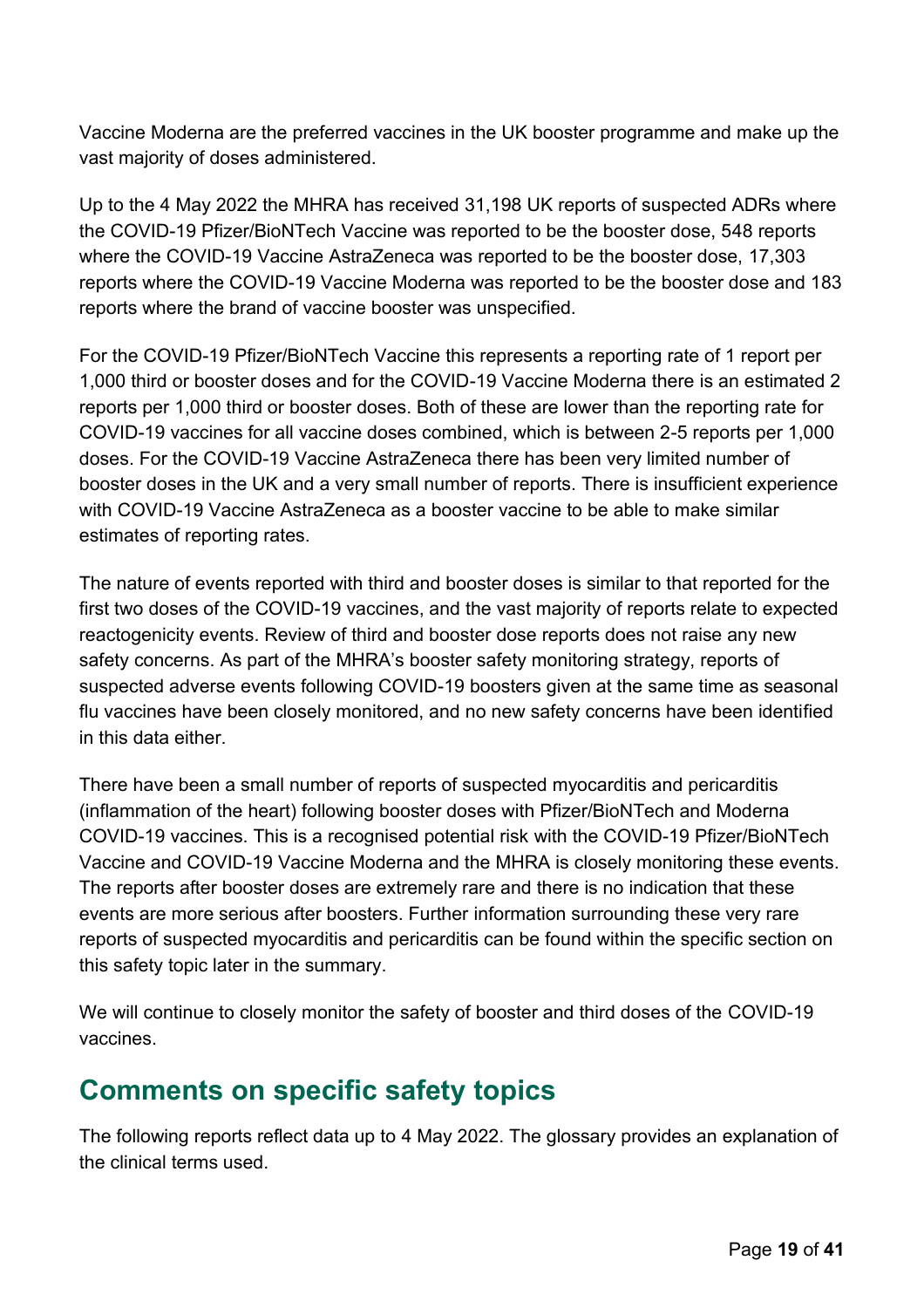Vaccine Moderna are the preferred vaccines in the UK booster programme and make up the vast majority of doses administered.

Up to the 4 May 2022 the MHRA has received 31,198 UK reports of suspected ADRs where the COVID-19 Pfizer/BioNTech Vaccine was reported to be the booster dose, 548 reports where the COVID-19 Vaccine AstraZeneca was reported to be the booster dose, 17,303 reports where the COVID-19 Vaccine Moderna was reported to be the booster dose and 183 reports where the brand of vaccine booster was unspecified.

For the COVID-19 Pfizer/BioNTech Vaccine this represents a reporting rate of 1 report per 1,000 third or booster doses and for the COVID-19 Vaccine Moderna there is an estimated 2 reports per 1,000 third or booster doses. Both of these are lower than the reporting rate for COVID-19 vaccines for all vaccine doses combined, which is between 2-5 reports per 1,000 doses. For the COVID-19 Vaccine AstraZeneca there has been very limited number of booster doses in the UK and a very small number of reports. There is insufficient experience with COVID-19 Vaccine AstraZeneca as a booster vaccine to be able to make similar estimates of reporting rates.

The nature of events reported with third and booster doses is similar to that reported for the first two doses of the COVID-19 vaccines, and the vast majority of reports relate to expected reactogenicity events. Review of third and booster dose reports does not raise any new safety concerns. As part of the MHRA's booster safety monitoring strategy, reports of suspected adverse events following COVID-19 boosters given at the same time as seasonal flu vaccines have been closely monitored, and no new safety concerns have been identified in this data either.

There have been a small number of reports of suspected myocarditis and pericarditis (inflammation of the heart) following booster doses with Pfizer/BioNTech and Moderna COVID-19 vaccines. This is a recognised potential risk with the COVID-19 Pfizer/BioNTech Vaccine and COVID-19 Vaccine Moderna and the MHRA is closely monitoring these events. The reports after booster doses are extremely rare and there is no indication that these events are more serious after boosters. Further information surrounding these very rare reports of suspected myocarditis and pericarditis can be found within the specific section on this safety topic later in the summary.

We will continue to closely monitor the safety of booster and third doses of the COVID-19 vaccines.

## Comments on specific safety topics

The following reports reflect data up to 4 May 2022. The glossary provides an explanation of the clinical terms used.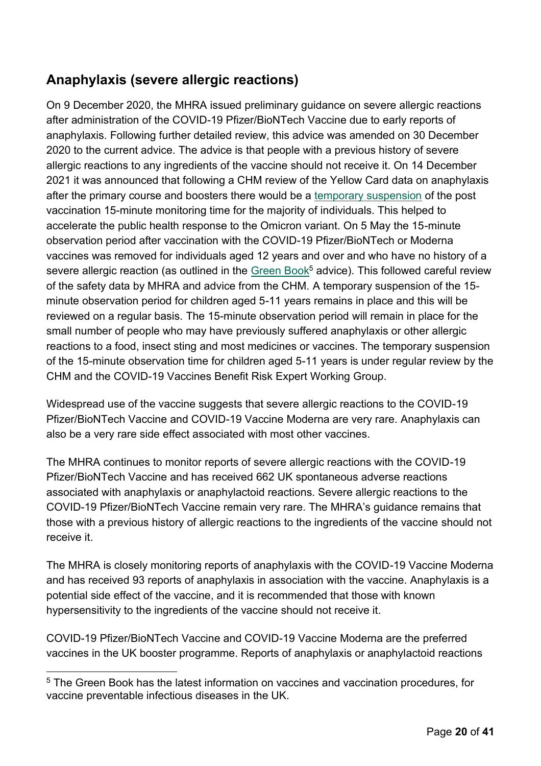## Anaphylaxis (severe allergic reactions)

On 9 December 2020, the MHRA issued preliminary guidance on severe allergic reactions after administration of the COVID-19 Pfizer/BioNTech Vaccine due to early reports of anaphylaxis. Following further detailed review, this advice was amended on 30 December 2020 to the current advice. The advice is that people with a previous history of severe allergic reactions to any ingredients of the vaccine should not receive it. On 14 December 2021 it was announced that following a CHM review of the Yellow Card data on anaphylaxis after the primary course and boosters there would be a temporary suspension of the post vaccination 15-minute monitoring time for the majority of individuals. This helped to accelerate the public health response to the Omicron variant. On 5 May the 15-minute observation period after vaccination with the COVID-19 Pfizer/BioNTech or Moderna vaccines was removed for individuals aged 12 years and over and who have no history of a severe allergic reaction (as outlined in the Green Book[5] advice). This followed careful review of the safety data by MHRA and advice from the CHM. A temporary suspension of the 15-minute observation period for children aged 5-11 years remains in place and this will be reviewed on a regular basis. The 15-minute observation period will remain in place for the small number of people who may have previously suffered anaphylaxis or other allergic reactions to a food, insect sting and most medicines or vaccines. The temporary suspension of the 15-minute observation time for children aged 5-11 years is under regular review by the CHM and the COVID-19 Vaccines Benefit Risk Expert Working Group.

Widespread use of the vaccine suggests that severe allergic reactions to the COVID-19 Pfizer/BioNTech Vaccine and COVID-19 Vaccine Moderna are very rare. Anaphylaxis can also be a very rare side effect associated with most other vaccines.

The MHRA continues to monitor reports of severe allergic reactions with the COVID-19 Pfizer/BioNTech Vaccine and has received 662 UK spontaneous adverse reactions associated with anaphylaxis or anaphylactoid reactions. Severe allergic reactions to the COVID-19 Pfizer/BioNTech Vaccine remain very rare. The MHRA's guidance remains that those with a previous history of allergic reactions to the ingredients of the vaccine should not receive it.

The MHRA is closely monitoring reports of anaphylaxis with the COVID-19 Vaccine Moderna and has received 93 reports of anaphylaxis in association with the vaccine. Anaphylaxis is a potential side effect of the vaccine, and it is recommended that those with known hypersensitivity to the ingredients of the vaccine should not receive it.

COVID-19 Pfizer/BioNTech Vaccine and COVID-19 Vaccine Moderna are the preferred vaccines in the UK booster programme. Reports of anaphylaxis or anaphylactoid reactions

[5] The Green Book has the latest information on vaccines and vaccination procedures, for vaccine preventable infectious diseases in the UK.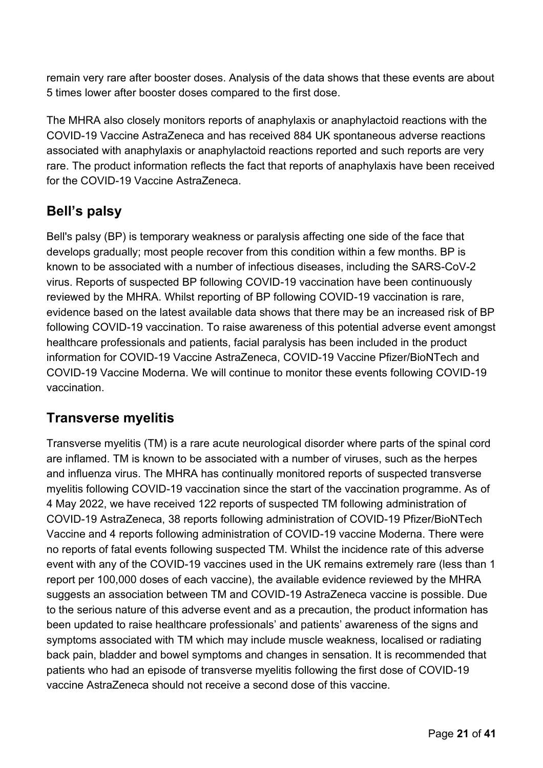remain very rare after booster doses. Analysis of the data shows that these events are about 5 times lower after booster doses compared to the first dose.

The MHRA also closely monitors reports of anaphylaxis or anaphylactoid reactions with the COVID-19 Vaccine AstraZeneca and has received 884 UK spontaneous adverse reactions associated with anaphylaxis or anaphylactoid reactions reported and such reports are very rare. The product information reflects the fact that reports of anaphylaxis have been received for the COVID-19 Vaccine AstraZeneca.

## Bell's palsy

Bell's palsy (BP) is temporary weakness or paralysis affecting one side of the face that develops gradually; most people recover from this condition within a few months. BP is known to be associated with a number of infectious diseases, including the SARS-CoV-2 virus. Reports of suspected BP following COVID-19 vaccination have been continuously reviewed by the MHRA. Whilst reporting of BP following COVID-19 vaccination is rare, evidence based on the latest available data shows that there may be an increased risk of BP following COVID-19 vaccination. To raise awareness of this potential adverse event amongst healthcare professionals and patients, facial paralysis has been included in the product information for COVID-19 Vaccine AstraZeneca, COVID-19 Vaccine Pfizer/BioNTech and COVID-19 Vaccine Moderna. We will continue to monitor these events following COVID-19 vaccination.

## Transverse myelitis

Transverse myelitis (TM) is a rare acute neurological disorder where parts of the spinal cord are inflamed. TM is known to be associated with a number of viruses, such as the herpes and influenza virus. The MHRA has continually monitored reports of suspected transverse myelitis following COVID-19 vaccination since the start of the vaccination programme. As of 4 May 2022, we have received 122 reports of suspected TM following administration of COVID-19 AstraZeneca, 38 reports following administration of COVID-19 Pfizer/BioNTech Vaccine and 4 reports following administration of COVID-19 vaccine Moderna. There were no reports of fatal events following suspected TM. Whilst the incidence rate of this adverse event with any of the COVID-19 vaccines used in the UK remains extremely rare (less than 1 report per 100,000 doses of each vaccine), the available evidence reviewed by the MHRA suggests an association between TM and COVID-19 AstraZeneca vaccine is possible. Due to the serious nature of this adverse event and as a precaution, the product information has been updated to raise healthcare professionals' and patients' awareness of the signs and symptoms associated with TM which may include muscle weakness, localised or radiating back pain, bladder and bowel symptoms and changes in sensation. It is recommended that patients who had an episode of transverse myelitis following the first dose of COVID-19 vaccine AstraZeneca should not receive a second dose of this vaccine.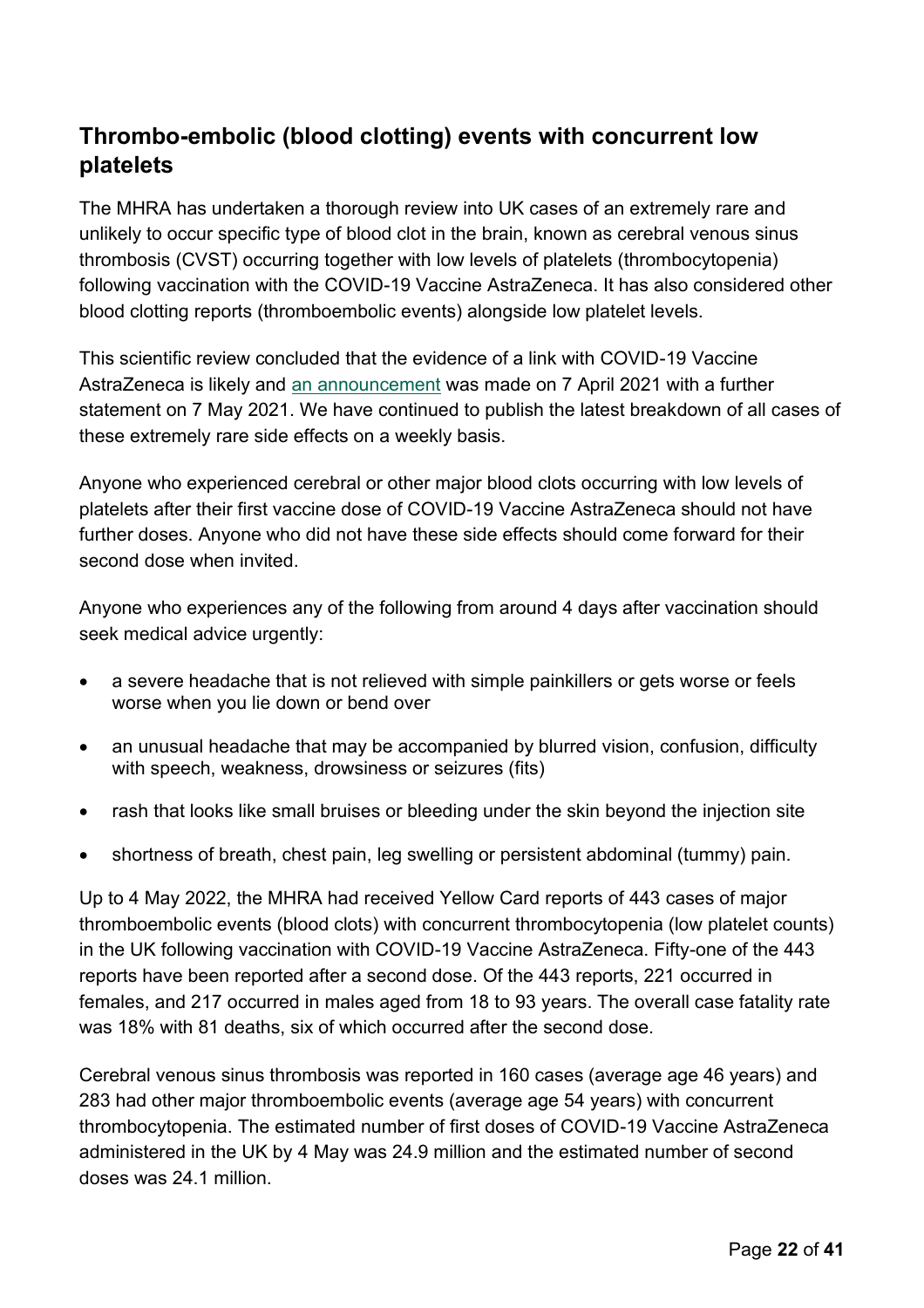## Thrombo-embolic (blood clotting) events with concurrent low platelets

The MHRA has undertaken a thorough review into UK cases of an extremely rare and unlikely to occur specific type of blood clot in the brain, known as cerebral venous sinus thrombosis (CVST) occurring together with low levels of platelets (thrombocytopenia) following vaccination with the COVID-19 Vaccine AstraZeneca. It has also considered other blood clotting reports (thromboembolic events) alongside low platelet levels.

This scientific review concluded that the evidence of a link with COVID-19 Vaccine AstraZeneca is likely and an announcement was made on 7 April 2021 with a further statement on 7 May 2021. We have continued to publish the latest breakdown of all cases of these extremely rare side effects on a weekly basis.

Anyone who experienced cerebral or other major blood clots occurring with low levels of platelets after their first vaccine dose of COVID-19 Vaccine AstraZeneca should not have further doses. Anyone who did not have these side effects should come forward for their second dose when invited.

Anyone who experiences any of the following from around 4 days after vaccination should seek medical advice urgently:

- a severe headache that is not relieved with simple painkillers or gets worse or feels worse when you lie down or bend over
- an unusual headache that may be accompanied by blurred vision, confusion, difficulty with speech, weakness, drowsiness or seizures (fits)
- rash that looks like small bruises or bleeding under the skin beyond the injection site
- shortness of breath, chest pain, leg swelling or persistent abdominal (tummy) pain.

Up to 4 May 2022, the MHRA had received Yellow Card reports of 443 cases of major thromboembolic events (blood clots) with concurrent thrombocytopenia (low platelet counts) in the UK following vaccination with COVID-19 Vaccine AstraZeneca. Fifty-one of the 443 reports have been reported after a second dose. Of the 443 reports, 221 occurred in females, and 217 occurred in males aged from 18 to 93 years. The overall case fatality rate was 18% with 81 deaths, six of which occurred after the second dose.

Cerebral venous sinus thrombosis was reported in 160 cases (average age 46 years) and 283 had other major thromboembolic events (average age 54 years) with concurrent thrombocytopenia. The estimated number of first doses of COVID-19 Vaccine AstraZeneca administered in the UK by 4 May was 24.9 million and the estimated number of second doses was 24.1 million.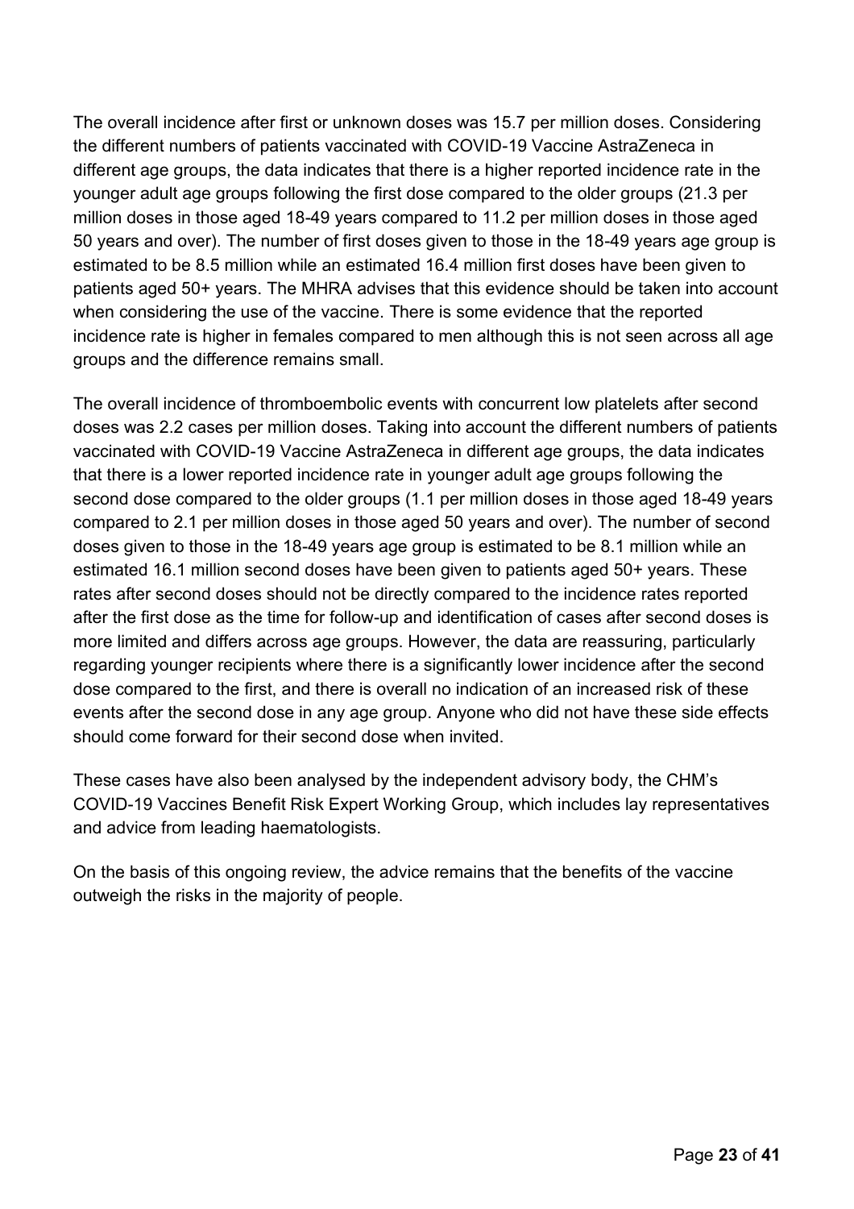The overall incidence after first or unknown doses was 15.7 per million doses. Considering the different numbers of patients vaccinated with COVID-19 Vaccine AstraZeneca in different age groups, the data indicates that there is a higher reported incidence rate in the younger adult age groups following the first dose compared to the older groups (21.3 per million doses in those aged 18-49 years compared to 11.2 per million doses in those aged 50 years and over). The number of first doses given to those in the 18-49 years age group is estimated to be 8.5 million while an estimated 16.4 million first doses have been given to patients aged 50+ years. The MHRA advises that this evidence should be taken into account when considering the use of the vaccine. There is some evidence that the reported incidence rate is higher in females compared to men although this is not seen across all age groups and the difference remains small.

The overall incidence of thromboembolic events with concurrent low platelets after second doses was 2.2 cases per million doses. Taking into account the different numbers of patients vaccinated with COVID-19 Vaccine AstraZeneca in different age groups, the data indicates that there is a lower reported incidence rate in younger adult age groups following the second dose compared to the older groups (1.1 per million doses in those aged 18-49 years compared to 2.1 per million doses in those aged 50 years and over). The number of second doses given to those in the 18-49 years age group is estimated to be 8.1 million while an estimated 16.1 million second doses have been given to patients aged 50+ years. These rates after second doses should not be directly compared to the incidence rates reported after the first dose as the time for follow-up and identification of cases after second doses is more limited and differs across age groups. However, the data are reassuring, particularly regarding younger recipients where there is a significantly lower incidence after the second dose compared to the first, and there is overall no indication of an increased risk of these events after the second dose in any age group. Anyone who did not have these side effects should come forward for their second dose when invited.

These cases have also been analysed by the independent advisory body, the CHM's COVID-19 Vaccines Benefit Risk Expert Working Group, which includes lay representatives and advice from leading haematologists.

On the basis of this ongoing review, the advice remains that the benefits of the vaccine outweigh the risks in the majority of people.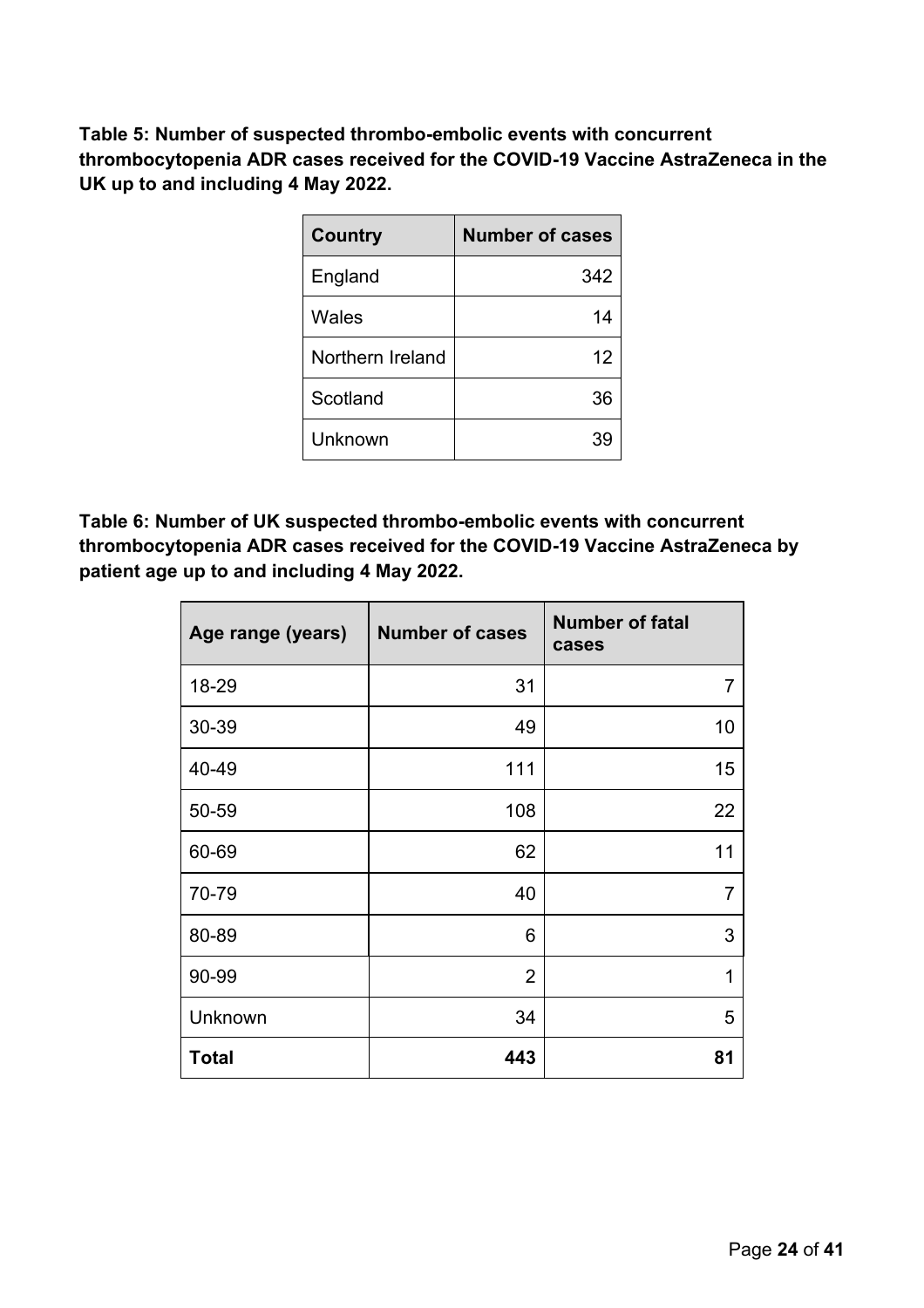**Table 5: Number of suspected thrombo-embolic events with concurrent thrombocytopenia ADR cases received for the COVID-19 Vaccine AstraZeneca in the UK up to and including 4 May 2022.**

| Country | Number of cases |
|---|---|
| England | 342 |
| Wales | 14 |
| Northern Ireland | 12 |
| Scotland | 36 |
| Unknown | 39 |

**Table 6: Number of UK suspected thrombo-embolic events with concurrent thrombocytopenia ADR cases received for the COVID-19 Vaccine AstraZeneca by patient age up to and including 4 May 2022.**

| Age range (years) | Number of cases | Number of fatal cases |
|---|---|---|
| 18-29 | 31 | 7 |
| 30-39 | 49 | 10 |
| 40-49 | 111 | 15 |
| 50-59 | 108 | 22 |
| 60-69 | 62 | 11 |
| 70-79 | 40 | 7 |
| 80-89 | 6 | 3 |
| 90-99 | 2 | 1 |
| Unknown | 34 | 5 |
| **Total** | **443** | **81** |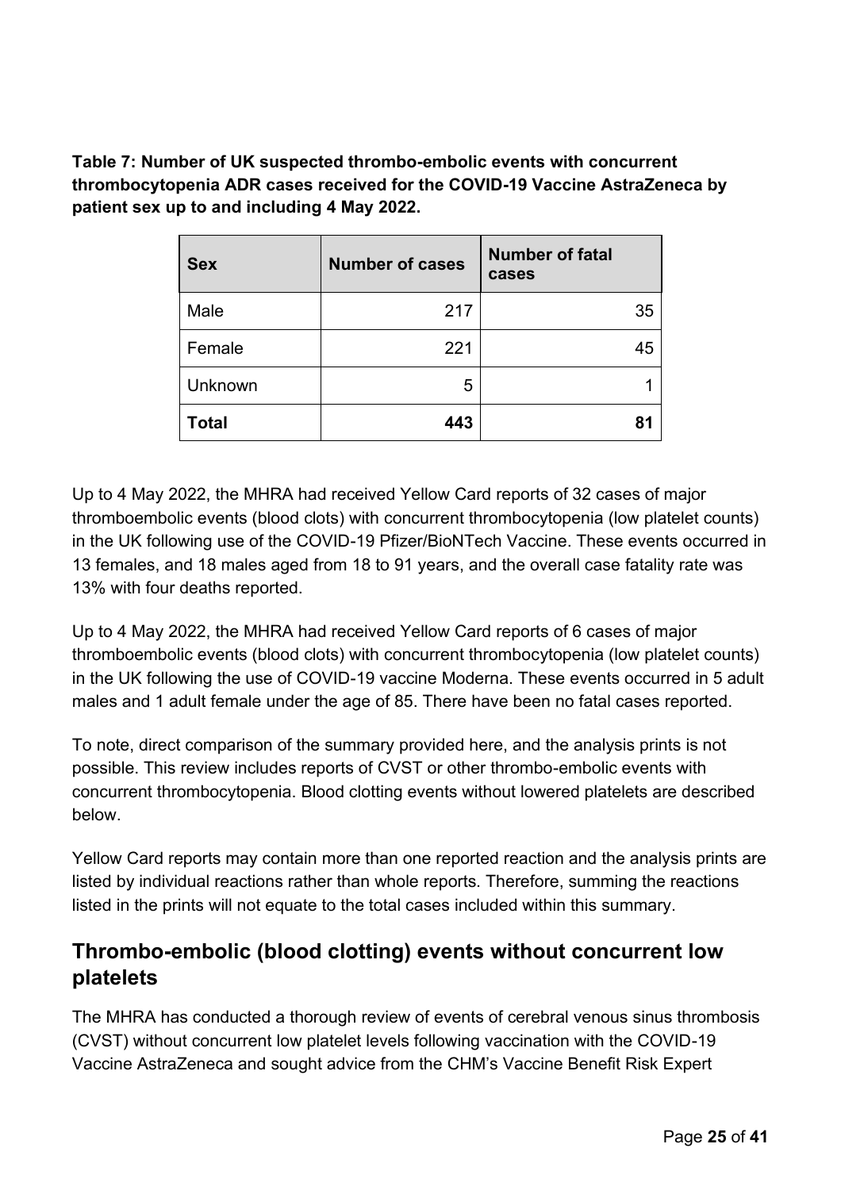**Table 7: Number of UK suspected thrombo-embolic events with concurrent thrombocytopenia ADR cases received for the COVID-19 Vaccine AstraZeneca by patient sex up to and including 4 May 2022.**

| Sex | Number of cases | Number of fatal cases |
|---|---|---|
| Male | 217 | 35 |
| Female | 221 | 45 |
| Unknown | 5 | 1 |
| **Total** | **443** | **81** |

Up to 4 May 2022, the MHRA had received Yellow Card reports of 32 cases of major thromboembolic events (blood clots) with concurrent thrombocytopenia (low platelet counts) in the UK following use of the COVID-19 Pfizer/BioNTech Vaccine. These events occurred in 13 females, and 18 males aged from 18 to 91 years, and the overall case fatality rate was 13% with four deaths reported.

Up to 4 May 2022, the MHRA had received Yellow Card reports of 6 cases of major thromboembolic events (blood clots) with concurrent thrombocytopenia (low platelet counts) in the UK following the use of COVID-19 vaccine Moderna. These events occurred in 5 adult males and 1 adult female under the age of 85. There have been no fatal cases reported.

To note, direct comparison of the summary provided here, and the analysis prints is not possible. This review includes reports of CVST or other thrombo-embolic events with concurrent thrombocytopenia. Blood clotting events without lowered platelets are described below.

Yellow Card reports may contain more than one reported reaction and the analysis prints are listed by individual reactions rather than whole reports. Therefore, summing the reactions listed in the prints will not equate to the total cases included within this summary.

## Thrombo-embolic (blood clotting) events without concurrent low platelets

The MHRA has conducted a thorough review of events of cerebral venous sinus thrombosis (CVST) without concurrent low platelet levels following vaccination with the COVID-19 Vaccine AstraZeneca and sought advice from the CHM's Vaccine Benefit Risk Expert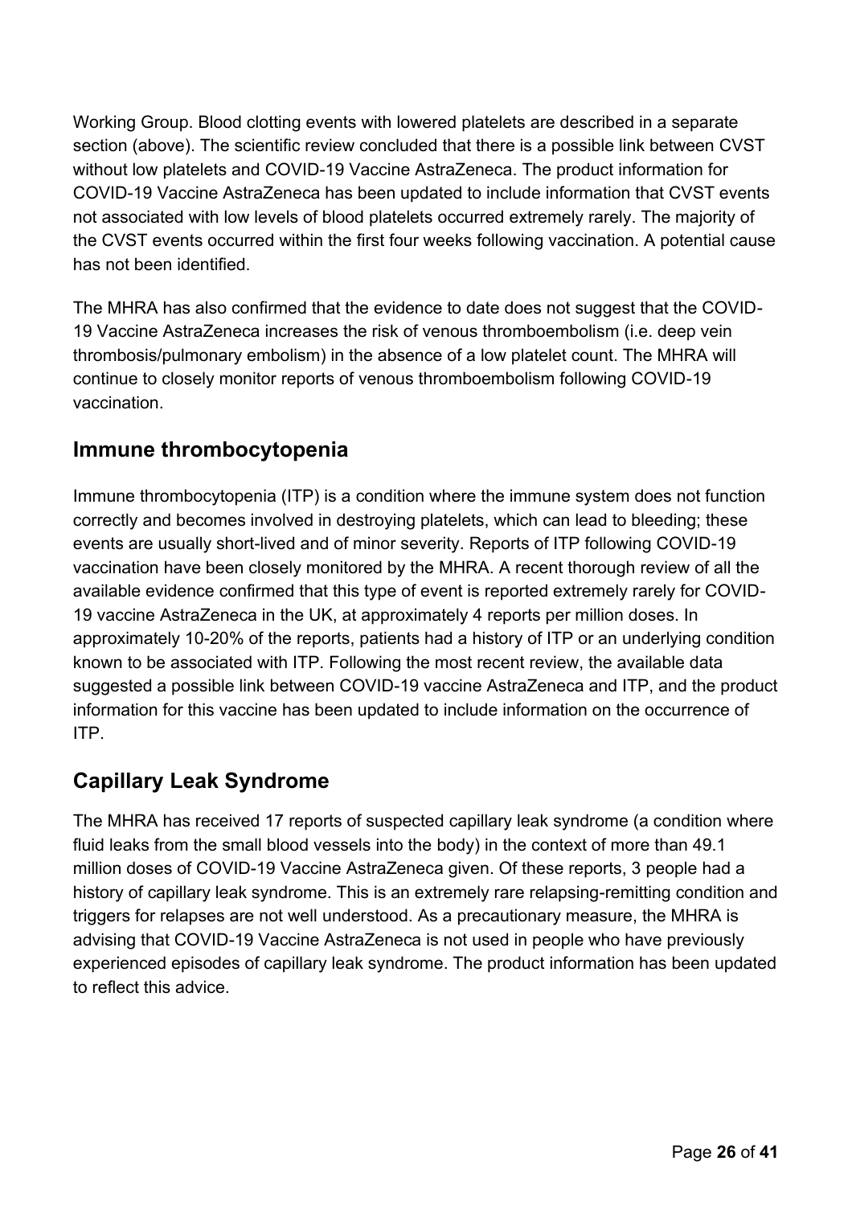Working Group. Blood clotting events with lowered platelets are described in a separate section (above). The scientific review concluded that there is a possible link between CVST without low platelets and COVID-19 Vaccine AstraZeneca. The product information for COVID-19 Vaccine AstraZeneca has been updated to include information that CVST events not associated with low levels of blood platelets occurred extremely rarely. The majority of the CVST events occurred within the first four weeks following vaccination. A potential cause has not been identified.

The MHRA has also confirmed that the evidence to date does not suggest that the COVID-19 Vaccine AstraZeneca increases the risk of venous thromboembolism (i.e. deep vein thrombosis/pulmonary embolism) in the absence of a low platelet count. The MHRA will continue to closely monitor reports of venous thromboembolism following COVID-19 vaccination.

## Immune thrombocytopenia

Immune thrombocytopenia (ITP) is a condition where the immune system does not function correctly and becomes involved in destroying platelets, which can lead to bleeding; these events are usually short-lived and of minor severity. Reports of ITP following COVID-19 vaccination have been closely monitored by the MHRA. A recent thorough review of all the available evidence confirmed that this type of event is reported extremely rarely for COVID-19 vaccine AstraZeneca in the UK, at approximately 4 reports per million doses. In approximately 10-20% of the reports, patients had a history of ITP or an underlying condition known to be associated with ITP. Following the most recent review, the available data suggested a possible link between COVID-19 vaccine AstraZeneca and ITP, and the product information for this vaccine has been updated to include information on the occurrence of ITP.

## Capillary Leak Syndrome

The MHRA has received 17 reports of suspected capillary leak syndrome (a condition where fluid leaks from the small blood vessels into the body) in the context of more than 49.1 million doses of COVID-19 Vaccine AstraZeneca given. Of these reports, 3 people had a history of capillary leak syndrome. This is an extremely rare relapsing-remitting condition and triggers for relapses are not well understood. As a precautionary measure, the MHRA is advising that COVID-19 Vaccine AstraZeneca is not used in people who have previously experienced episodes of capillary leak syndrome. The product information has been updated to reflect this advice.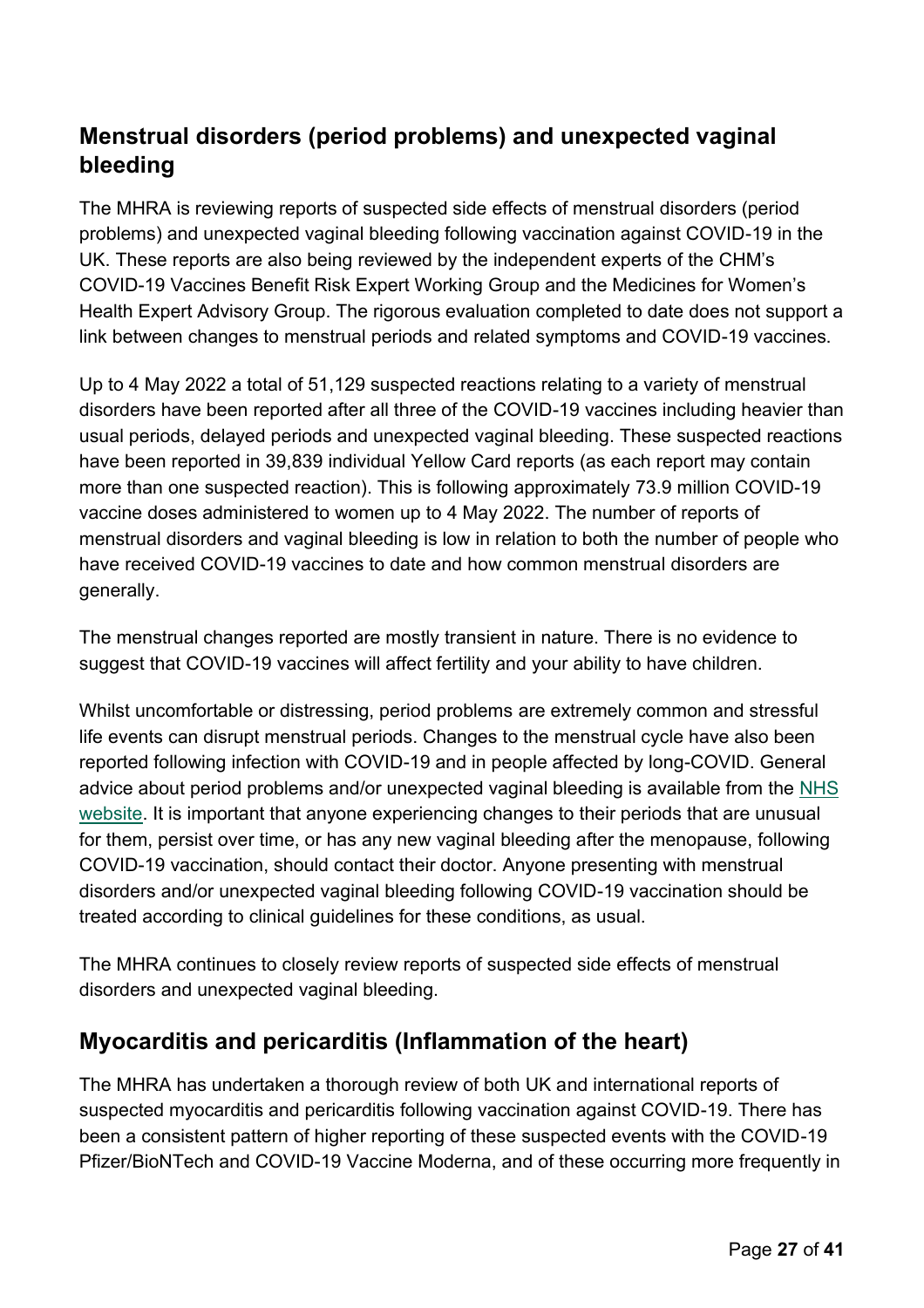## Menstrual disorders (period problems) and unexpected vaginal bleeding

The MHRA is reviewing reports of suspected side effects of menstrual disorders (period problems) and unexpected vaginal bleeding following vaccination against COVID-19 in the UK. These reports are also being reviewed by the independent experts of the CHM's COVID-19 Vaccines Benefit Risk Expert Working Group and the Medicines for Women's Health Expert Advisory Group. The rigorous evaluation completed to date does not support a link between changes to menstrual periods and related symptoms and COVID-19 vaccines.

Up to 4 May 2022 a total of 51,129 suspected reactions relating to a variety of menstrual disorders have been reported after all three of the COVID-19 vaccines including heavier than usual periods, delayed periods and unexpected vaginal bleeding. These suspected reactions have been reported in 39,839 individual Yellow Card reports (as each report may contain more than one suspected reaction). This is following approximately 73.9 million COVID-19 vaccine doses administered to women up to 4 May 2022. The number of reports of menstrual disorders and vaginal bleeding is low in relation to both the number of people who have received COVID-19 vaccines to date and how common menstrual disorders are generally.

The menstrual changes reported are mostly transient in nature. There is no evidence to suggest that COVID-19 vaccines will affect fertility and your ability to have children.

Whilst uncomfortable or distressing, period problems are extremely common and stressful life events can disrupt menstrual periods. Changes to the menstrual cycle have also been reported following infection with COVID-19 and in people affected by long-COVID. General advice about period problems and/or unexpected vaginal bleeding is available from the NHS website. It is important that anyone experiencing changes to their periods that are unusual for them, persist over time, or has any new vaginal bleeding after the menopause, following COVID-19 vaccination, should contact their doctor. Anyone presenting with menstrual disorders and/or unexpected vaginal bleeding following COVID-19 vaccination should be treated according to clinical guidelines for these conditions, as usual.

The MHRA continues to closely review reports of suspected side effects of menstrual disorders and unexpected vaginal bleeding.

## Myocarditis and pericarditis (Inflammation of the heart)

The MHRA has undertaken a thorough review of both UK and international reports of suspected myocarditis and pericarditis following vaccination against COVID-19. There has been a consistent pattern of higher reporting of these suspected events with the COVID-19 Pfizer/BioNTech and COVID-19 Vaccine Moderna, and of these occurring more frequently in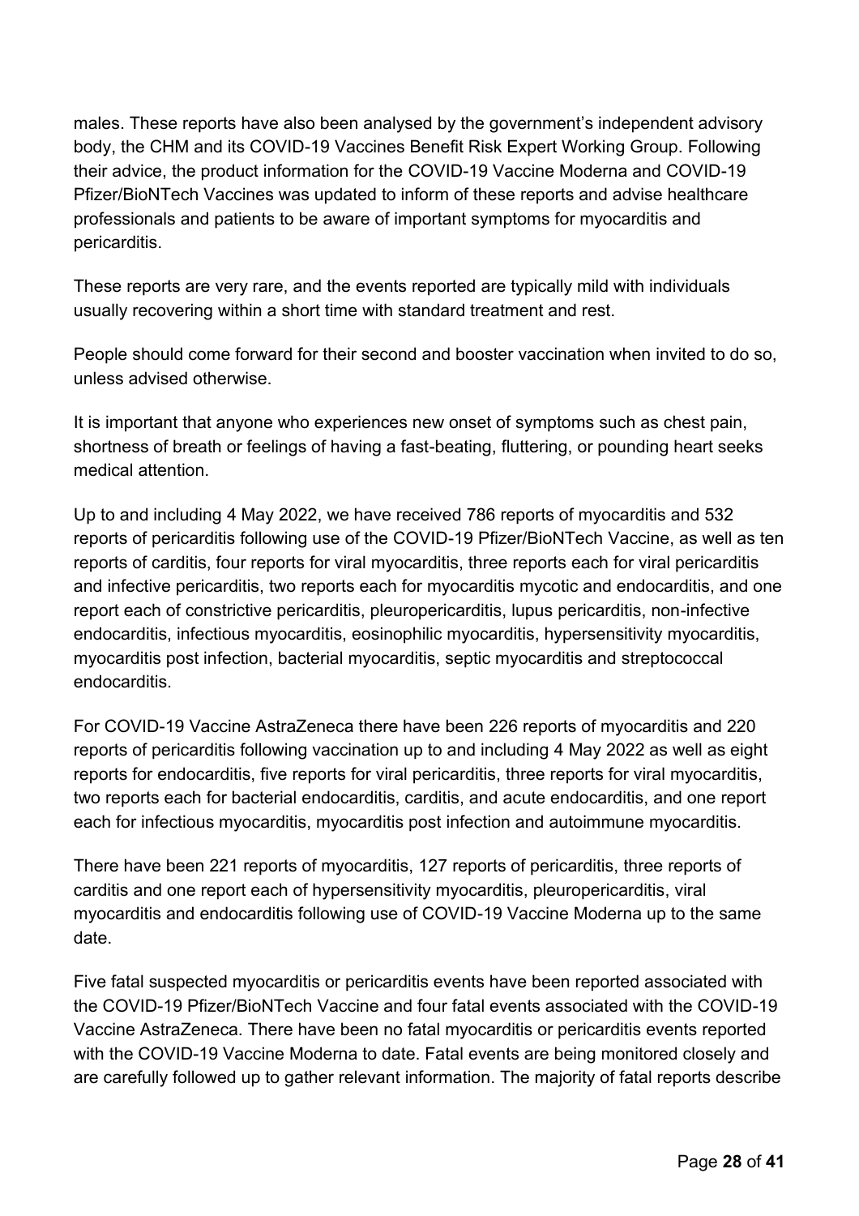males. These reports have also been analysed by the government's independent advisory body, the CHM and its COVID-19 Vaccines Benefit Risk Expert Working Group. Following their advice, the product information for the COVID-19 Vaccine Moderna and COVID-19 Pfizer/BioNTech Vaccines was updated to inform of these reports and advise healthcare professionals and patients to be aware of important symptoms for myocarditis and pericarditis.

These reports are very rare, and the events reported are typically mild with individuals usually recovering within a short time with standard treatment and rest.

People should come forward for their second and booster vaccination when invited to do so, unless advised otherwise.

It is important that anyone who experiences new onset of symptoms such as chest pain, shortness of breath or feelings of having a fast-beating, fluttering, or pounding heart seeks medical attention.

Up to and including 4 May 2022, we have received 786 reports of myocarditis and 532 reports of pericarditis following use of the COVID-19 Pfizer/BioNTech Vaccine, as well as ten reports of carditis, four reports for viral myocarditis, three reports each for viral pericarditis and infective pericarditis, two reports each for myocarditis mycotic and endocarditis, and one report each of constrictive pericarditis, pleuropericarditis, lupus pericarditis, non-infective endocarditis, infectious myocarditis, eosinophilic myocarditis, hypersensitivity myocarditis, myocarditis post infection, bacterial myocarditis, septic myocarditis and streptococcal endocarditis.

For COVID-19 Vaccine AstraZeneca there have been 226 reports of myocarditis and 220 reports of pericarditis following vaccination up to and including 4 May 2022 as well as eight reports for endocarditis, five reports for viral pericarditis, three reports for viral myocarditis, two reports each for bacterial endocarditis, carditis, and acute endocarditis, and one report each for infectious myocarditis, myocarditis post infection and autoimmune myocarditis.

There have been 221 reports of myocarditis, 127 reports of pericarditis, three reports of carditis and one report each of hypersensitivity myocarditis, pleuropericarditis, viral myocarditis and endocarditis following use of COVID-19 Vaccine Moderna up to the same date.

Five fatal suspected myocarditis or pericarditis events have been reported associated with the COVID-19 Pfizer/BioNTech Vaccine and four fatal events associated with the COVID-19 Vaccine AstraZeneca. There have been no fatal myocarditis or pericarditis events reported with the COVID-19 Vaccine Moderna to date. Fatal events are being monitored closely and are carefully followed up to gather relevant information. The majority of fatal reports describe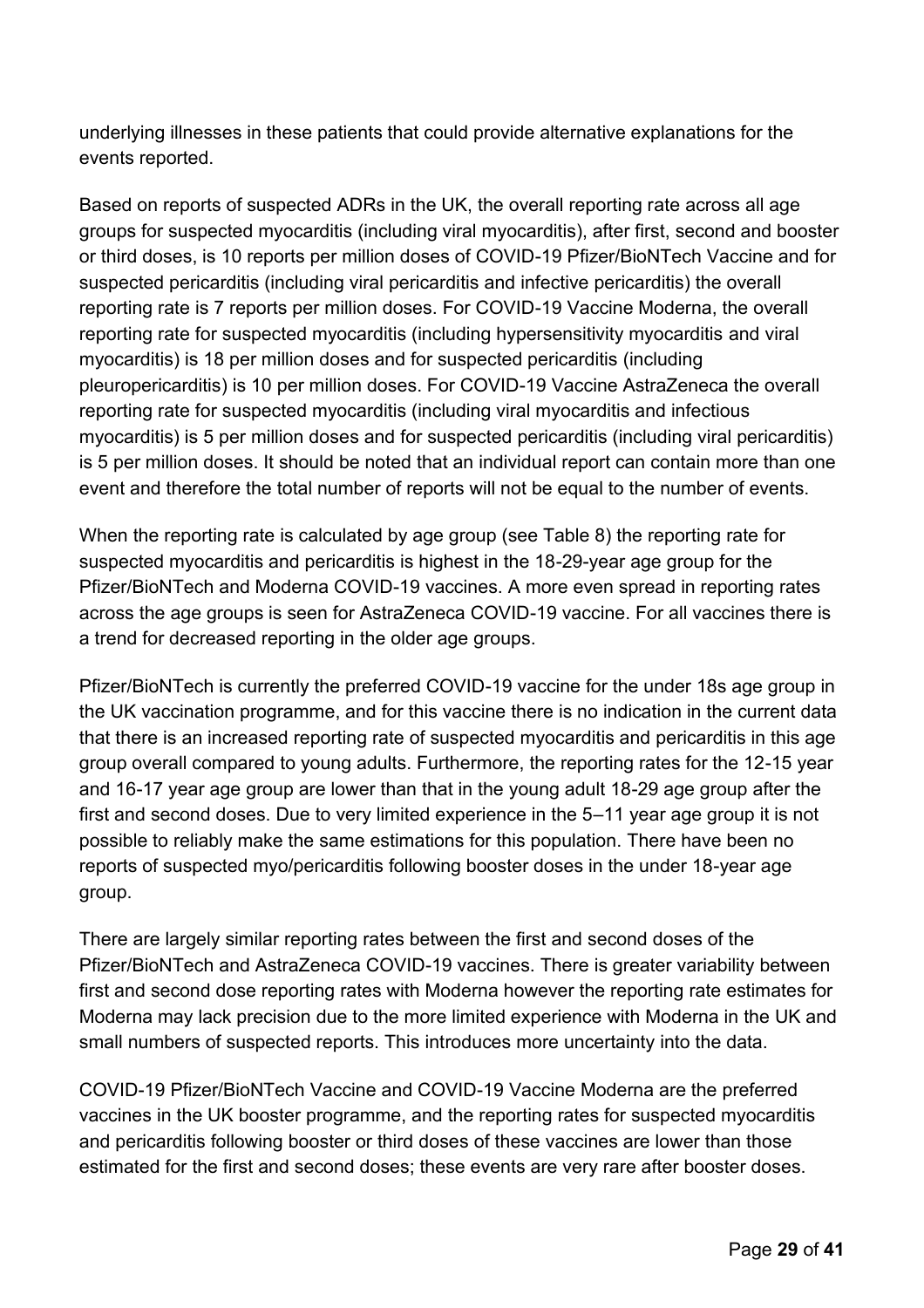underlying illnesses in these patients that could provide alternative explanations for the events reported.

Based on reports of suspected ADRs in the UK, the overall reporting rate across all age groups for suspected myocarditis (including viral myocarditis), after first, second and booster or third doses, is 10 reports per million doses of COVID-19 Pfizer/BioNTech Vaccine and for suspected pericarditis (including viral pericarditis and infective pericarditis) the overall reporting rate is 7 reports per million doses. For COVID-19 Vaccine Moderna, the overall reporting rate for suspected myocarditis (including hypersensitivity myocarditis and viral myocarditis) is 18 per million doses and for suspected pericarditis (including pleuropericarditis) is 10 per million doses. For COVID-19 Vaccine AstraZeneca the overall reporting rate for suspected myocarditis (including viral myocarditis and infectious myocarditis) is 5 per million doses and for suspected pericarditis (including viral pericarditis) is 5 per million doses. It should be noted that an individual report can contain more than one event and therefore the total number of reports will not be equal to the number of events.

When the reporting rate is calculated by age group (see Table 8) the reporting rate for suspected myocarditis and pericarditis is highest in the 18-29-year age group for the Pfizer/BioNTech and Moderna COVID-19 vaccines. A more even spread in reporting rates across the age groups is seen for AstraZeneca COVID-19 vaccine. For all vaccines there is a trend for decreased reporting in the older age groups.

Pfizer/BioNTech is currently the preferred COVID-19 vaccine for the under 18s age group in the UK vaccination programme, and for this vaccine there is no indication in the current data that there is an increased reporting rate of suspected myocarditis and pericarditis in this age group overall compared to young adults. Furthermore, the reporting rates for the 12-15 year and 16-17 year age group are lower than that in the young adult 18-29 age group after the first and second doses. Due to very limited experience in the 5–11 year age group it is not possible to reliably make the same estimations for this population. There have been no reports of suspected myo/pericarditis following booster doses in the under 18-year age group.

There are largely similar reporting rates between the first and second doses of the Pfizer/BioNTech and AstraZeneca COVID-19 vaccines. There is greater variability between first and second dose reporting rates with Moderna however the reporting rate estimates for Moderna may lack precision due to the more limited experience with Moderna in the UK and small numbers of suspected reports. This introduces more uncertainty into the data.

COVID-19 Pfizer/BioNTech Vaccine and COVID-19 Vaccine Moderna are the preferred vaccines in the UK booster programme, and the reporting rates for suspected myocarditis and pericarditis following booster or third doses of these vaccines are lower than those estimated for the first and second doses; these events are very rare after booster doses.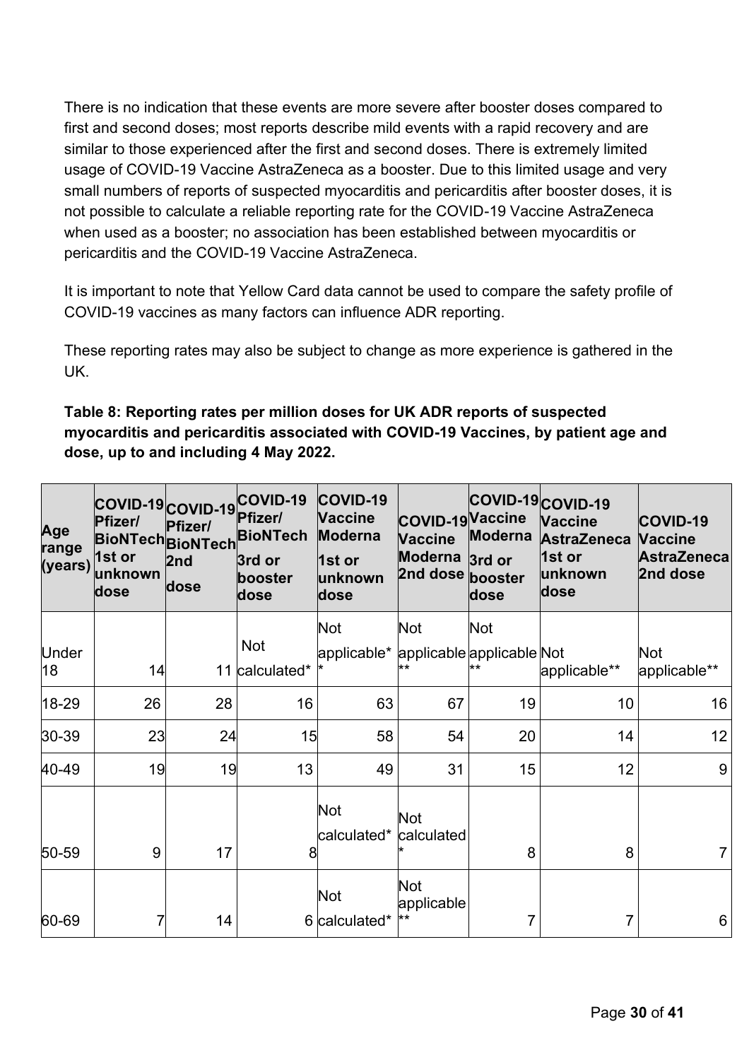There is no indication that these events are more severe after booster doses compared to first and second doses; most reports describe mild events with a rapid recovery and are similar to those experienced after the first and second doses. There is extremely limited usage of COVID-19 Vaccine AstraZeneca as a booster. Due to this limited usage and very small numbers of reports of suspected myocarditis and pericarditis after booster doses, it is not possible to calculate a reliable reporting rate for the COVID-19 Vaccine AstraZeneca when used as a booster; no association has been established between myocarditis or pericarditis and the COVID-19 Vaccine AstraZeneca.

It is important to note that Yellow Card data cannot be used to compare the safety profile of COVID-19 vaccines as many factors can influence ADR reporting.

These reporting rates may also be subject to change as more experience is gathered in the UK.

**Table 8: Reporting rates per million doses for UK ADR reports of suspected myocarditis and pericarditis associated with COVID-19 Vaccines, by patient age and dose, up to and including 4 May 2022.**

| Age range (years) | COVID-19 Pfizer/ BioNTech 1st or unknown dose | COVID-19 Pfizer/ BioNTech 2nd dose | COVID-19 Pfizer/ BioNTech 3rd or booster dose | COVID-19 Vaccine Moderna 1st or unknown dose | COVID-19 Vaccine Moderna 2nd dose | COVID-19 Vaccine Moderna 3rd or booster dose | COVID-19 Vaccine AstraZeneca 1st or unknown dose | COVID-19 Vaccine AstraZeneca 2nd dose |
|---|---|---|---|---|---|---|---|---|
| Under 18 | 14 | 11 | Not calculated* | Not applicable** | Not applicable** | Not applicable** | Not applicable** | Not applicable** |
| 18-29 | 26 | 28 | 16 | 63 | 67 | 19 | 10 | 16 |
| 30-39 | 23 | 24 | 15 | 58 | 54 | 20 | 14 | 12 |
| 40-49 | 19 | 19 | 13 | 49 | 31 | 15 | 12 | 9 |
| 50-59 | 9 | 17 | 8 | Not calculated* | Not calculated* | 8 | 8 | 7 |
| 60-69 | 7 | 14 | 6 | Not calculated* | Not applicable** | 7 | 7 | 6 |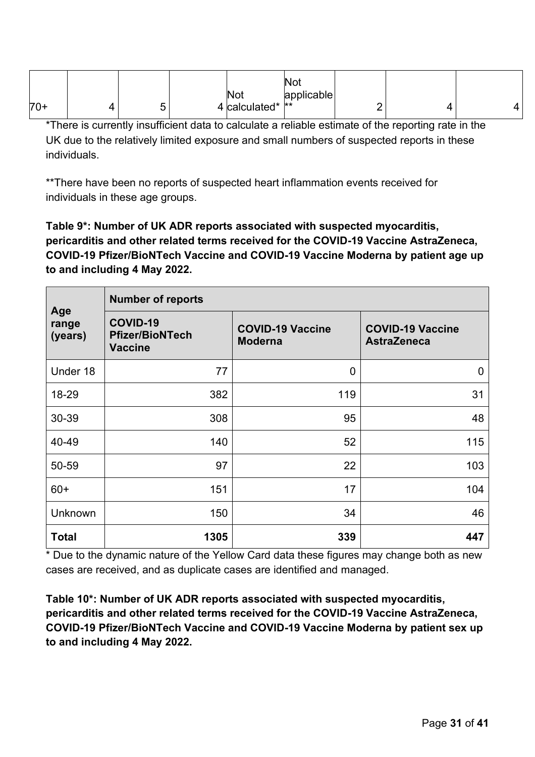| 70+ | 4 | 5 | 4 | Not calculated* | Not applicable ** | 2 | 4 | 4 |
|---|---|---|---|---|---|---|---|---|

*There is currently insufficient data to calculate a reliable estimate of the reporting rate in the UK due to the relatively limited exposure and small numbers of suspected reports in these individuals.

**There have been no reports of suspected heart inflammation events received for individuals in these age groups.

**Table 9*: Number of UK ADR reports associated with suspected myocarditis, pericarditis and other related terms received for the COVID-19 Vaccine AstraZeneca, COVID-19 Pfizer/BioNTech Vaccine and COVID-19 Vaccine Moderna by patient age up to and including 4 May 2022.**

| Age range (years) | Number of reports | | |
|---|---|---|---|
| | COVID-19 Pfizer/BioNTech Vaccine | COVID-19 Vaccine Moderna | COVID-19 Vaccine AstraZeneca |
| Under 18 | 77 | 0 | 0 |
| 18-29 | 382 | 119 | 31 |
| 30-39 | 308 | 95 | 48 |
| 40-49 | 140 | 52 | 115 |
| 50-59 | 97 | 22 | 103 |
| 60+ | 151 | 17 | 104 |
| Unknown | 150 | 34 | 46 |
| **Total** | **1305** | **339** | **447** |

* Due to the dynamic nature of the Yellow Card data these figures may change both as new cases are received, and as duplicate cases are identified and managed.

**Table 10*: Number of UK ADR reports associated with suspected myocarditis, pericarditis and other related terms received for the COVID-19 Vaccine AstraZeneca, COVID-19 Pfizer/BioNTech Vaccine and COVID-19 Vaccine Moderna by patient sex up to and including 4 May 2022.**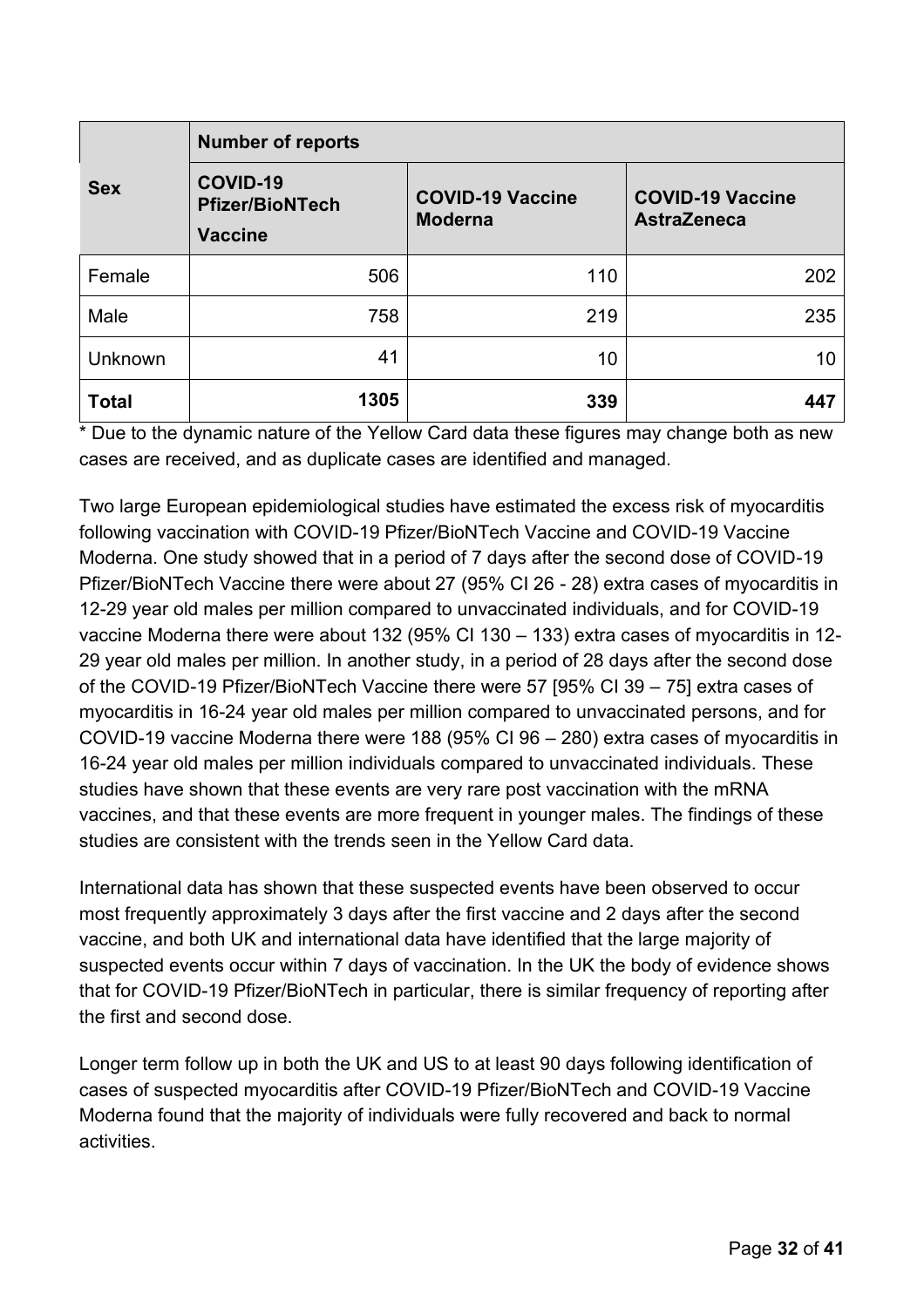| Sex | Number of reports | | |
|---|---|---|---|
| | **COVID-19 Pfizer/BioNTech Vaccine** | **COVID-19 Vaccine Moderna** | **COVID-19 Vaccine AstraZeneca** |
| Female | 506 | 110 | 202 |
| Male | 758 | 219 | 235 |
| Unknown | 41 | 10 | 10 |
| **Total** | **1305** | **339** | **447** |

* Due to the dynamic nature of the Yellow Card data these figures may change both as new cases are received, and as duplicate cases are identified and managed.

Two large European epidemiological studies have estimated the excess risk of myocarditis following vaccination with COVID-19 Pfizer/BioNTech Vaccine and COVID-19 Vaccine Moderna. One study showed that in a period of 7 days after the second dose of COVID-19 Pfizer/BioNTech Vaccine there were about 27 (95% CI 26 - 28) extra cases of myocarditis in 12-29 year old males per million compared to unvaccinated individuals, and for COVID-19 vaccine Moderna there were about 132 (95% CI 130 – 133) extra cases of myocarditis in 12-29 year old males per million. In another study, in a period of 28 days after the second dose of the COVID-19 Pfizer/BioNTech Vaccine there were 57 [95% CI 39 – 75] extra cases of myocarditis in 16-24 year old males per million compared to unvaccinated persons, and for COVID-19 vaccine Moderna there were 188 (95% CI 96 – 280) extra cases of myocarditis in 16-24 year old males per million individuals compared to unvaccinated individuals. These studies have shown that these events are very rare post vaccination with the mRNA vaccines, and that these events are more frequent in younger males. The findings of these studies are consistent with the trends seen in the Yellow Card data.

International data has shown that these suspected events have been observed to occur most frequently approximately 3 days after the first vaccine and 2 days after the second vaccine, and both UK and international data have identified that the large majority of suspected events occur within 7 days of vaccination. In the UK the body of evidence shows that for COVID-19 Pfizer/BioNTech in particular, there is similar frequency of reporting after the first and second dose.

Longer term follow up in both the UK and US to at least 90 days following identification of cases of suspected myocarditis after COVID-19 Pfizer/BioNTech and COVID-19 Vaccine Moderna found that the majority of individuals were fully recovered and back to normal activities.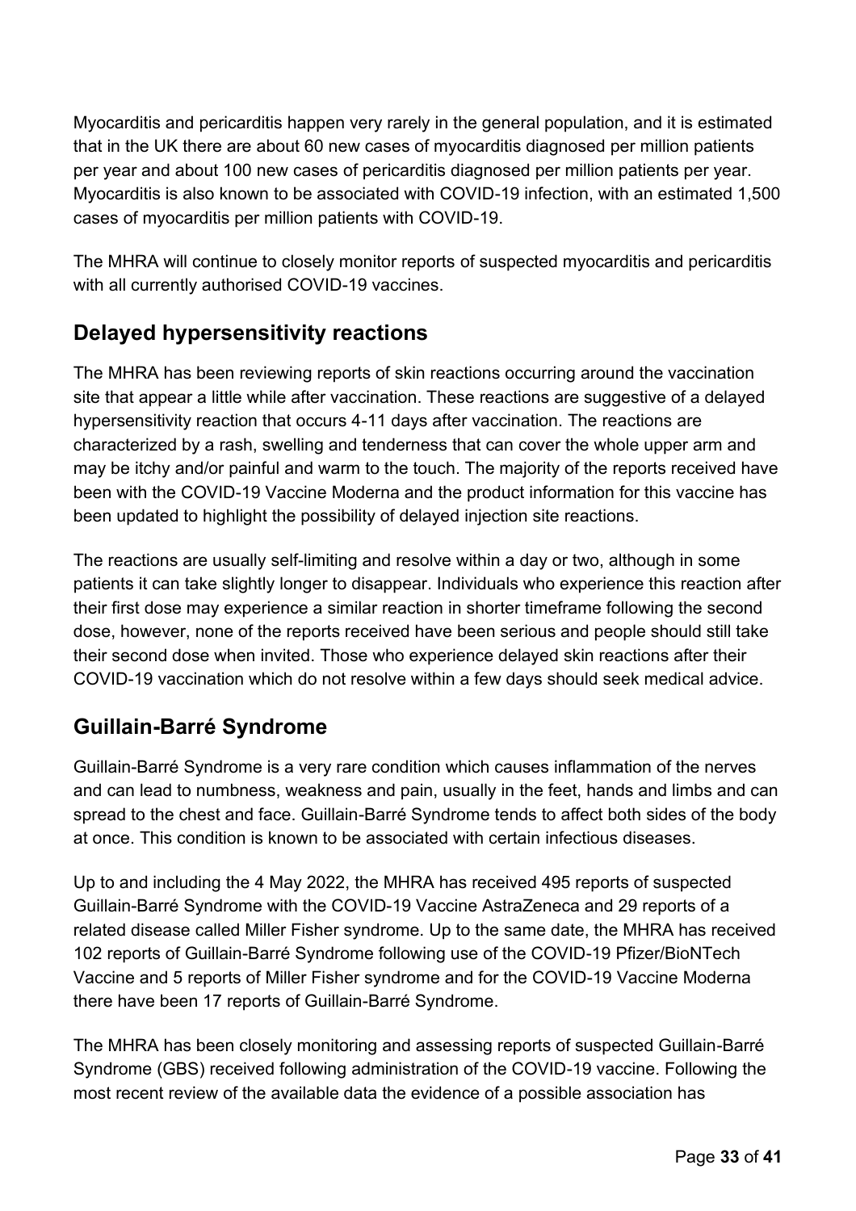Myocarditis and pericarditis happen very rarely in the general population, and it is estimated that in the UK there are about 60 new cases of myocarditis diagnosed per million patients per year and about 100 new cases of pericarditis diagnosed per million patients per year. Myocarditis is also known to be associated with COVID-19 infection, with an estimated 1,500 cases of myocarditis per million patients with COVID-19.

The MHRA will continue to closely monitor reports of suspected myocarditis and pericarditis with all currently authorised COVID-19 vaccines.

## Delayed hypersensitivity reactions

The MHRA has been reviewing reports of skin reactions occurring around the vaccination site that appear a little while after vaccination. These reactions are suggestive of a delayed hypersensitivity reaction that occurs 4-11 days after vaccination. The reactions are characterized by a rash, swelling and tenderness that can cover the whole upper arm and may be itchy and/or painful and warm to the touch. The majority of the reports received have been with the COVID-19 Vaccine Moderna and the product information for this vaccine has been updated to highlight the possibility of delayed injection site reactions.

The reactions are usually self-limiting and resolve within a day or two, although in some patients it can take slightly longer to disappear. Individuals who experience this reaction after their first dose may experience a similar reaction in shorter timeframe following the second dose, however, none of the reports received have been serious and people should still take their second dose when invited. Those who experience delayed skin reactions after their COVID-19 vaccination which do not resolve within a few days should seek medical advice.

## Guillain-Barré Syndrome

Guillain-Barré Syndrome is a very rare condition which causes inflammation of the nerves and can lead to numbness, weakness and pain, usually in the feet, hands and limbs and can spread to the chest and face. Guillain-Barré Syndrome tends to affect both sides of the body at once. This condition is known to be associated with certain infectious diseases.

Up to and including the 4 May 2022, the MHRA has received 495 reports of suspected Guillain-Barré Syndrome with the COVID-19 Vaccine AstraZeneca and 29 reports of a related disease called Miller Fisher syndrome. Up to the same date, the MHRA has received 102 reports of Guillain-Barré Syndrome following use of the COVID-19 Pfizer/BioNTech Vaccine and 5 reports of Miller Fisher syndrome and for the COVID-19 Vaccine Moderna there have been 17 reports of Guillain-Barré Syndrome.

The MHRA has been closely monitoring and assessing reports of suspected Guillain-Barré Syndrome (GBS) received following administration of the COVID-19 vaccine. Following the most recent review of the available data the evidence of a possible association has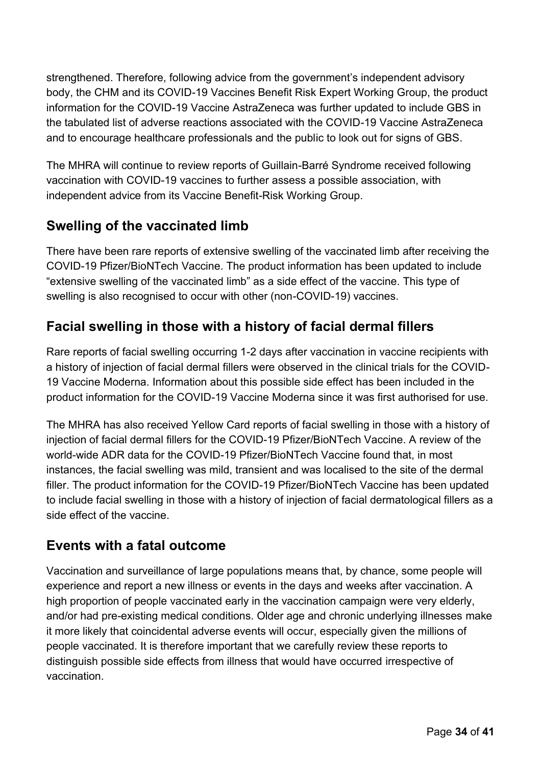strengthened. Therefore, following advice from the government's independent advisory body, the CHM and its COVID-19 Vaccines Benefit Risk Expert Working Group, the product information for the COVID-19 Vaccine AstraZeneca was further updated to include GBS in the tabulated list of adverse reactions associated with the COVID-19 Vaccine AstraZeneca and to encourage healthcare professionals and the public to look out for signs of GBS.

The MHRA will continue to review reports of Guillain-Barré Syndrome received following vaccination with COVID-19 vaccines to further assess a possible association, with independent advice from its Vaccine Benefit-Risk Working Group.

## Swelling of the vaccinated limb

There have been rare reports of extensive swelling of the vaccinated limb after receiving the COVID-19 Pfizer/BioNTech Vaccine. The product information has been updated to include "extensive swelling of the vaccinated limb" as a side effect of the vaccine. This type of swelling is also recognised to occur with other (non-COVID-19) vaccines.

## Facial swelling in those with a history of facial dermal fillers

Rare reports of facial swelling occurring 1-2 days after vaccination in vaccine recipients with a history of injection of facial dermal fillers were observed in the clinical trials for the COVID-19 Vaccine Moderna. Information about this possible side effect has been included in the product information for the COVID-19 Vaccine Moderna since it was first authorised for use.

The MHRA has also received Yellow Card reports of facial swelling in those with a history of injection of facial dermal fillers for the COVID-19 Pfizer/BioNTech Vaccine. A review of the world-wide ADR data for the COVID-19 Pfizer/BioNTech Vaccine found that, in most instances, the facial swelling was mild, transient and was localised to the site of the dermal filler. The product information for the COVID-19 Pfizer/BioNTech Vaccine has been updated to include facial swelling in those with a history of injection of facial dermatological fillers as a side effect of the vaccine.

## Events with a fatal outcome

Vaccination and surveillance of large populations means that, by chance, some people will experience and report a new illness or events in the days and weeks after vaccination. A high proportion of people vaccinated early in the vaccination campaign were very elderly, and/or had pre-existing medical conditions. Older age and chronic underlying illnesses make it more likely that coincidental adverse events will occur, especially given the millions of people vaccinated. It is therefore important that we carefully review these reports to distinguish possible side effects from illness that would have occurred irrespective of vaccination.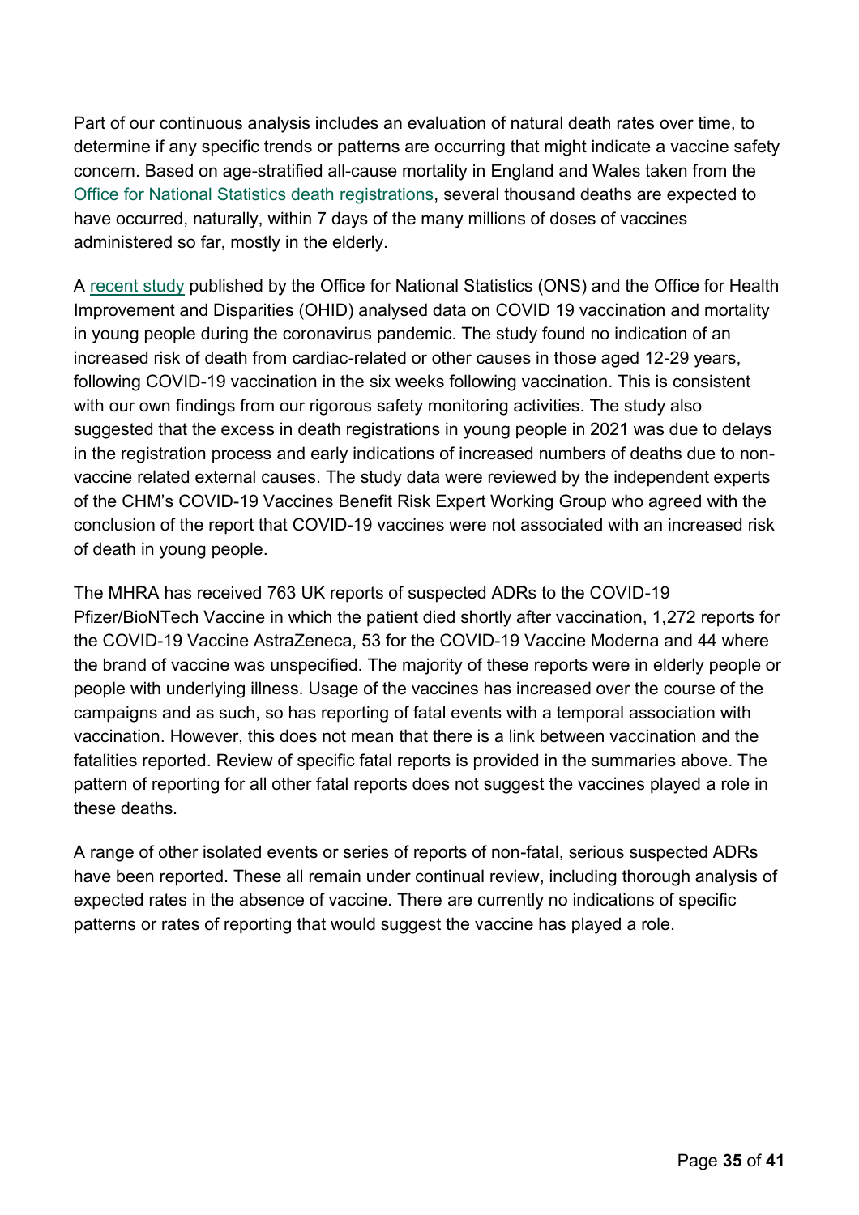Part of our continuous analysis includes an evaluation of natural death rates over time, to determine if any specific trends or patterns are occurring that might indicate a vaccine safety concern. Based on age-stratified all-cause mortality in England and Wales taken from the [Office for National Statistics death registrations](), several thousand deaths are expected to have occurred, naturally, within 7 days of the many millions of doses of vaccines administered so far, mostly in the elderly.

A [recent study]() published by the Office for National Statistics (ONS) and the Office for Health Improvement and Disparities (OHID) analysed data on COVID 19 vaccination and mortality in young people during the coronavirus pandemic. The study found no indication of an increased risk of death from cardiac-related or other causes in those aged 12-29 years, following COVID-19 vaccination in the six weeks following vaccination. This is consistent with our own findings from our rigorous safety monitoring activities. The study also suggested that the excess in death registrations in young people in 2021 was due to delays in the registration process and early indications of increased numbers of deaths due to non-vaccine related external causes. The study data were reviewed by the independent experts of the CHM's COVID-19 Vaccines Benefit Risk Expert Working Group who agreed with the conclusion of the report that COVID-19 vaccines were not associated with an increased risk of death in young people.

The MHRA has received 763 UK reports of suspected ADRs to the COVID-19 Pfizer/BioNTech Vaccine in which the patient died shortly after vaccination, 1,272 reports for the COVID-19 Vaccine AstraZeneca, 53 for the COVID-19 Vaccine Moderna and 44 where the brand of vaccine was unspecified. The majority of these reports were in elderly people or people with underlying illness. Usage of the vaccines has increased over the course of the campaigns and as such, so has reporting of fatal events with a temporal association with vaccination. However, this does not mean that there is a link between vaccination and the fatalities reported. Review of specific fatal reports is provided in the summaries above. The pattern of reporting for all other fatal reports does not suggest the vaccines played a role in these deaths.

A range of other isolated events or series of reports of non-fatal, serious suspected ADRs have been reported. These all remain under continual review, including thorough analysis of expected rates in the absence of vaccine. There are currently no indications of specific patterns or rates of reporting that would suggest the vaccine has played a role.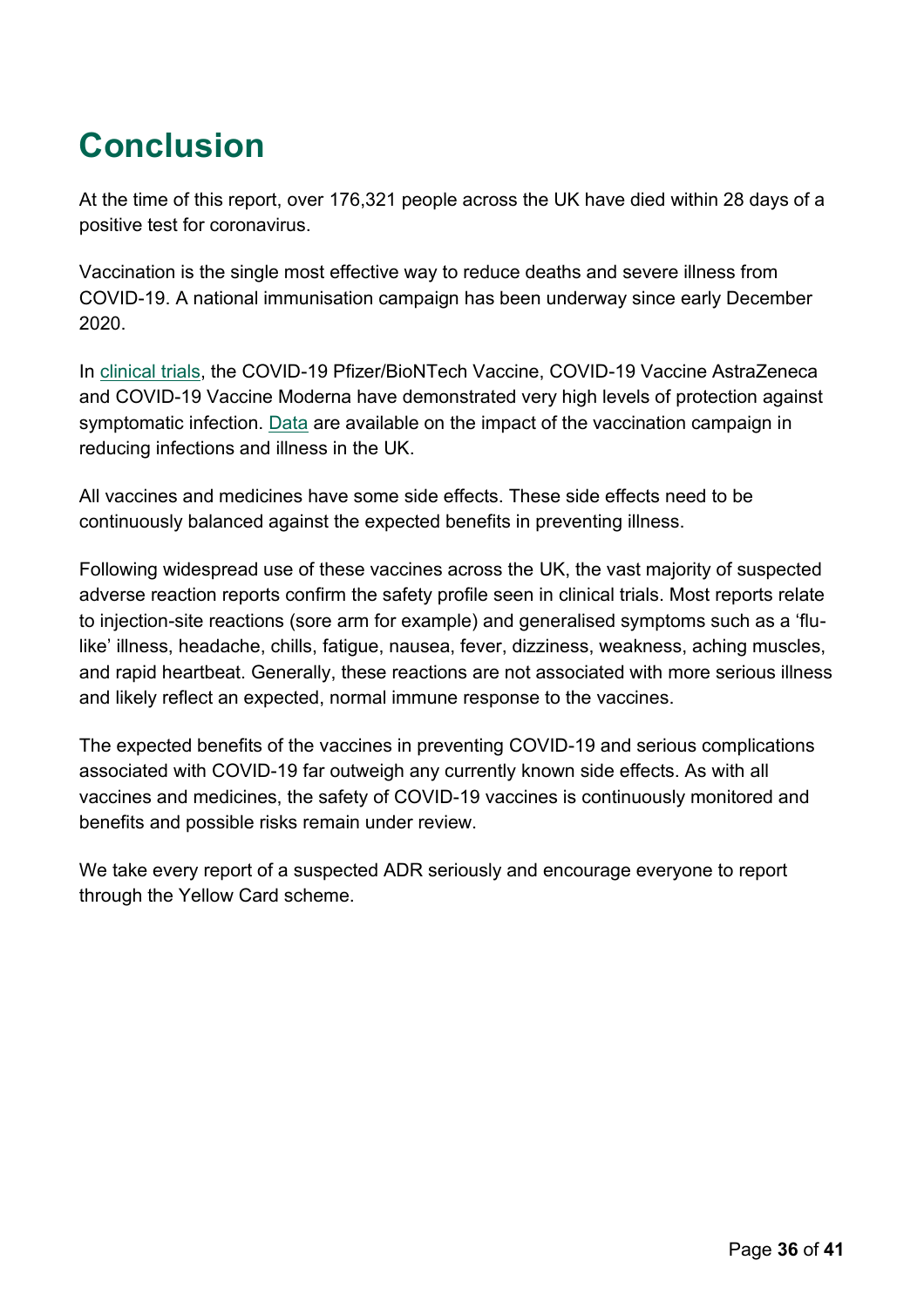# Conclusion

At the time of this report, over 176,321 people across the UK have died within 28 days of a positive test for coronavirus.

Vaccination is the single most effective way to reduce deaths and severe illness from COVID-19. A national immunisation campaign has been underway since early December 2020.

In clinical trials, the COVID-19 Pfizer/BioNTech Vaccine, COVID-19 Vaccine AstraZeneca and COVID-19 Vaccine Moderna have demonstrated very high levels of protection against symptomatic infection. Data are available on the impact of the vaccination campaign in reducing infections and illness in the UK.

All vaccines and medicines have some side effects. These side effects need to be continuously balanced against the expected benefits in preventing illness.

Following widespread use of these vaccines across the UK, the vast majority of suspected adverse reaction reports confirm the safety profile seen in clinical trials. Most reports relate to injection-site reactions (sore arm for example) and generalised symptoms such as a 'flu-like' illness, headache, chills, fatigue, nausea, fever, dizziness, weakness, aching muscles, and rapid heartbeat. Generally, these reactions are not associated with more serious illness and likely reflect an expected, normal immune response to the vaccines.

The expected benefits of the vaccines in preventing COVID-19 and serious complications associated with COVID-19 far outweigh any currently known side effects. As with all vaccines and medicines, the safety of COVID-19 vaccines is continuously monitored and benefits and possible risks remain under review.

We take every report of a suspected ADR seriously and encourage everyone to report through the Yellow Card scheme.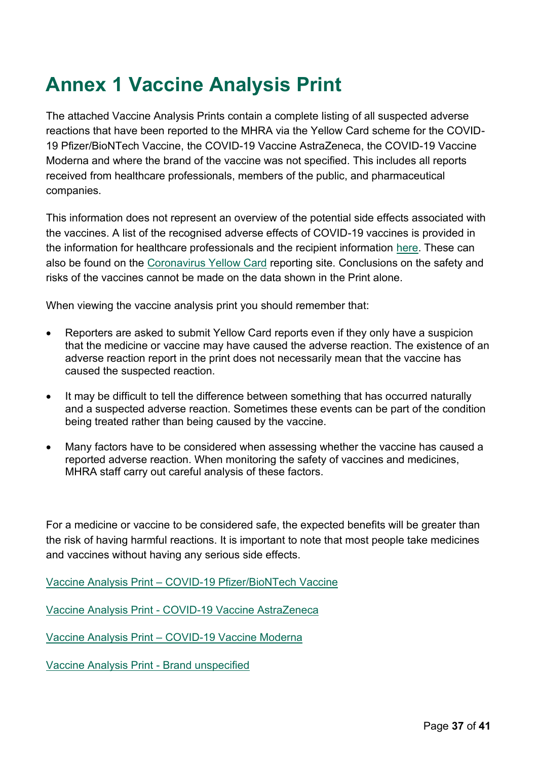# Annex 1 Vaccine Analysis Print

The attached Vaccine Analysis Prints contain a complete listing of all suspected adverse reactions that have been reported to the MHRA via the Yellow Card scheme for the COVID-19 Pfizer/BioNTech Vaccine, the COVID-19 Vaccine AstraZeneca, the COVID-19 Vaccine Moderna and where the brand of the vaccine was not specified. This includes all reports received from healthcare professionals, members of the public, and pharmaceutical companies.

This information does not represent an overview of the potential side effects associated with the vaccines. A list of the recognised adverse effects of COVID-19 vaccines is provided in the information for healthcare professionals and the recipient information here. These can also be found on the Coronavirus Yellow Card reporting site. Conclusions on the safety and risks of the vaccines cannot be made on the data shown in the Print alone.

When viewing the vaccine analysis print you should remember that:

- Reporters are asked to submit Yellow Card reports even if they only have a suspicion that the medicine or vaccine may have caused the adverse reaction. The existence of an adverse reaction report in the print does not necessarily mean that the vaccine has caused the suspected reaction.
- It may be difficult to tell the difference between something that has occurred naturally and a suspected adverse reaction. Sometimes these events can be part of the condition being treated rather than being caused by the vaccine.
- Many factors have to be considered when assessing whether the vaccine has caused a reported adverse reaction. When monitoring the safety of vaccines and medicines, MHRA staff carry out careful analysis of these factors.

For a medicine or vaccine to be considered safe, the expected benefits will be greater than the risk of having harmful reactions. It is important to note that most people take medicines and vaccines without having any serious side effects.

Vaccine Analysis Print – COVID-19 Pfizer/BioNTech Vaccine

Vaccine Analysis Print - COVID-19 Vaccine AstraZeneca

Vaccine Analysis Print – COVID-19 Vaccine Moderna

Vaccine Analysis Print - Brand unspecified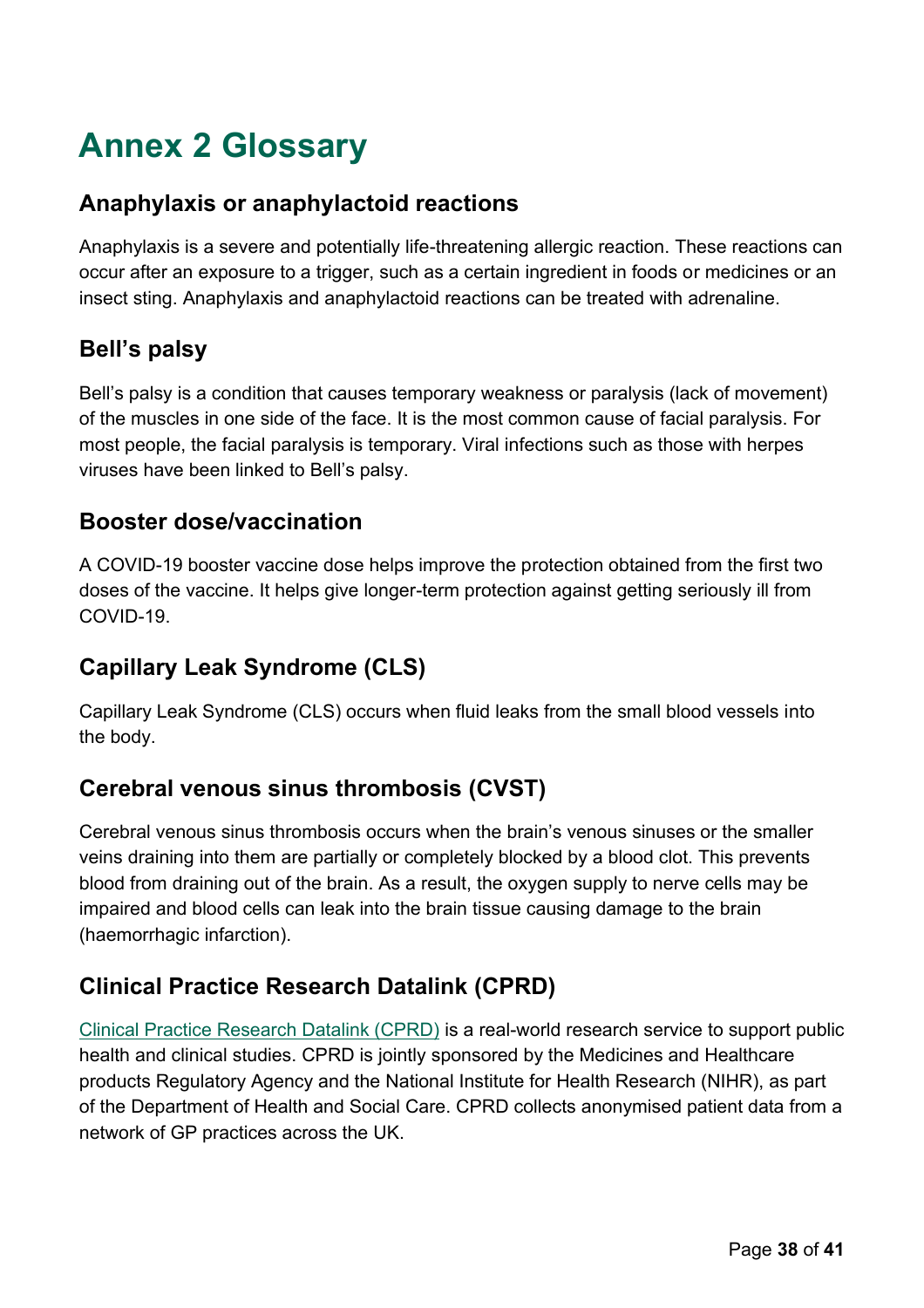# Annex 2 Glossary

## Anaphylaxis or anaphylactoid reactions

Anaphylaxis is a severe and potentially life-threatening allergic reaction. These reactions can occur after an exposure to a trigger, such as a certain ingredient in foods or medicines or an insect sting. Anaphylaxis and anaphylactoid reactions can be treated with adrenaline.

## Bell's palsy

Bell's palsy is a condition that causes temporary weakness or paralysis (lack of movement) of the muscles in one side of the face. It is the most common cause of facial paralysis. For most people, the facial paralysis is temporary. Viral infections such as those with herpes viruses have been linked to Bell's palsy.

## Booster dose/vaccination

A COVID-19 booster vaccine dose helps improve the protection obtained from the first two doses of the vaccine. It helps give longer-term protection against getting seriously ill from COVID-19.

## Capillary Leak Syndrome (CLS)

Capillary Leak Syndrome (CLS) occurs when fluid leaks from the small blood vessels into the body.

## Cerebral venous sinus thrombosis (CVST)

Cerebral venous sinus thrombosis occurs when the brain's venous sinuses or the smaller veins draining into them are partially or completely blocked by a blood clot. This prevents blood from draining out of the brain. As a result, the oxygen supply to nerve cells may be impaired and blood cells can leak into the brain tissue causing damage to the brain (haemorrhagic infarction).

## Clinical Practice Research Datalink (CPRD)

Clinical Practice Research Datalink (CPRD) is a real-world research service to support public health and clinical studies. CPRD is jointly sponsored by the Medicines and Healthcare products Regulatory Agency and the National Institute for Health Research (NIHR), as part of the Department of Health and Social Care. CPRD collects anonymised patient data from a network of GP practices across the UK.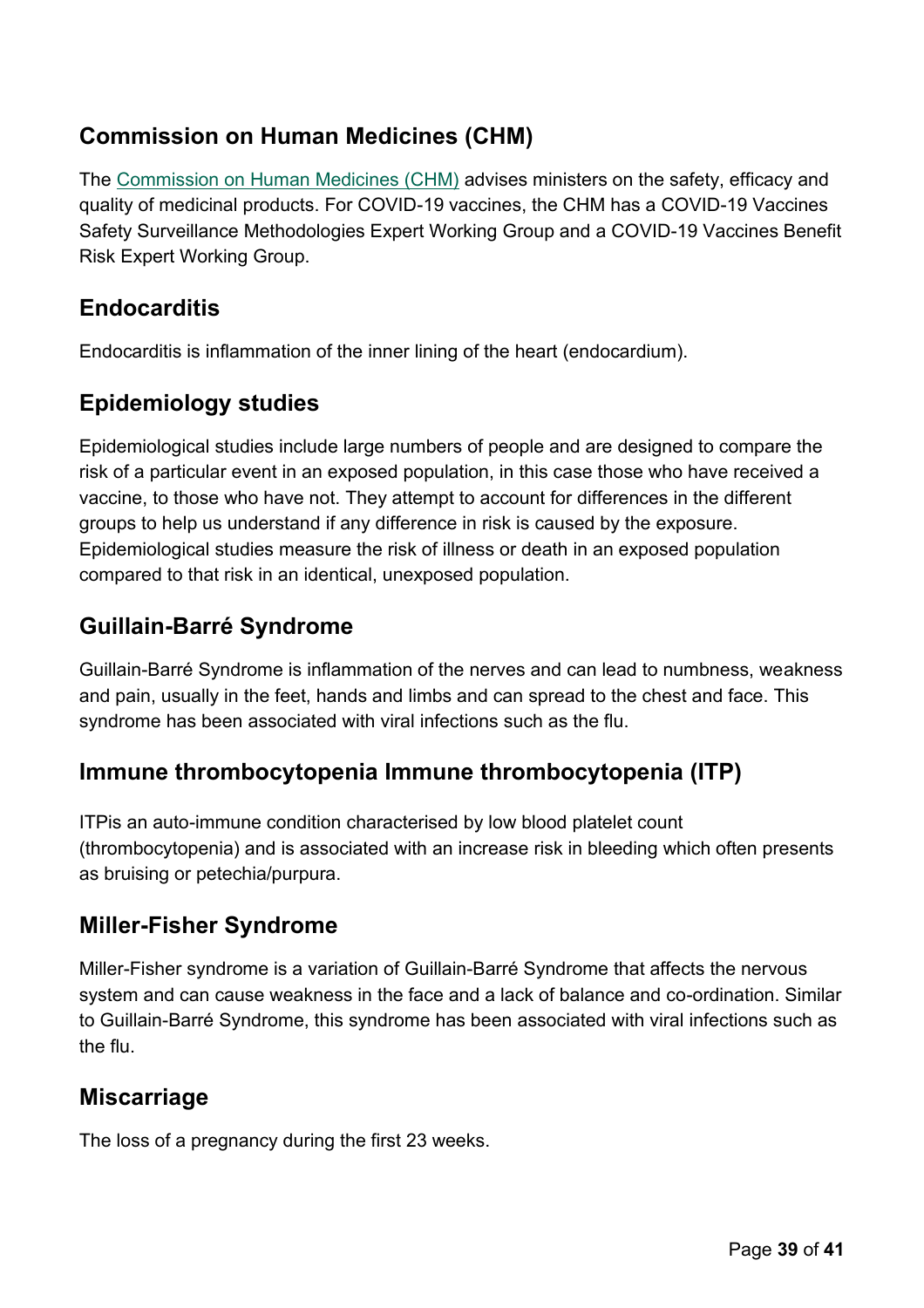## Commission on Human Medicines (CHM)

The [Commission on Human Medicines (CHM)](#) advises ministers on the safety, efficacy and quality of medicinal products. For COVID-19 vaccines, the CHM has a COVID-19 Vaccines Safety Surveillance Methodologies Expert Working Group and a COVID-19 Vaccines Benefit Risk Expert Working Group.

## Endocarditis

Endocarditis is inflammation of the inner lining of the heart (endocardium).

## Epidemiology studies

Epidemiological studies include large numbers of people and are designed to compare the risk of a particular event in an exposed population, in this case those who have received a vaccine, to those who have not. They attempt to account for differences in the different groups to help us understand if any difference in risk is caused by the exposure. Epidemiological studies measure the risk of illness or death in an exposed population compared to that risk in an identical, unexposed population.

## Guillain-Barré Syndrome

Guillain-Barré Syndrome is inflammation of the nerves and can lead to numbness, weakness and pain, usually in the feet, hands and limbs and can spread to the chest and face. This syndrome has been associated with viral infections such as the flu.

## Immune thrombocytopenia Immune thrombocytopenia (ITP)

ITPis an auto-immune condition characterised by low blood platelet count (thrombocytopenia) and is associated with an increase risk in bleeding which often presents as bruising or petechia/purpura.

## Miller-Fisher Syndrome

Miller-Fisher syndrome is a variation of Guillain-Barré Syndrome that affects the nervous system and can cause weakness in the face and a lack of balance and co-ordination. Similar to Guillain-Barré Syndrome, this syndrome has been associated with viral infections such as the flu.

## Miscarriage

The loss of a pregnancy during the first 23 weeks.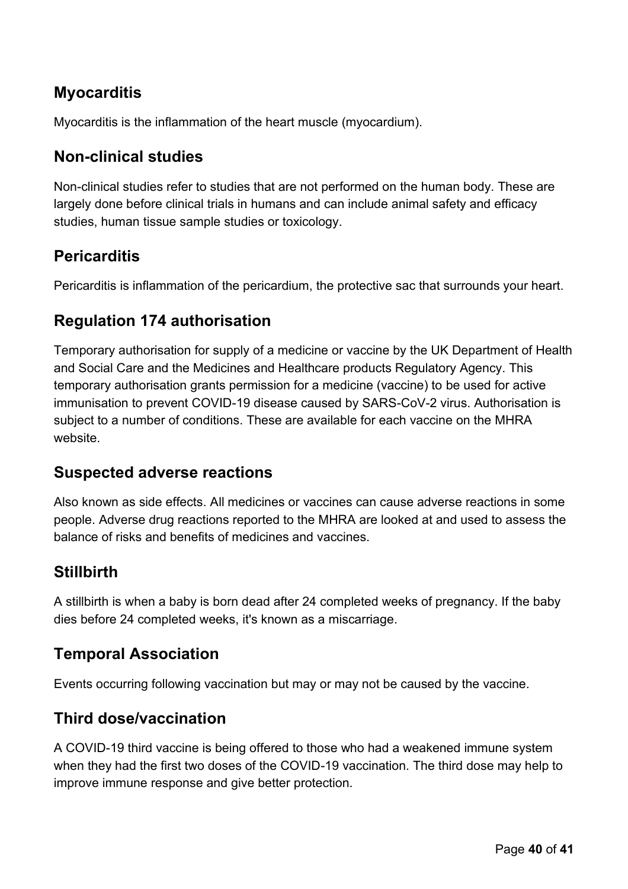## Myocarditis

Myocarditis is the inflammation of the heart muscle (myocardium).

## Non-clinical studies

Non-clinical studies refer to studies that are not performed on the human body. These are largely done before clinical trials in humans and can include animal safety and efficacy studies, human tissue sample studies or toxicology.

## Pericarditis

Pericarditis is inflammation of the pericardium, the protective sac that surrounds your heart.

## Regulation 174 authorisation

Temporary authorisation for supply of a medicine or vaccine by the UK Department of Health and Social Care and the Medicines and Healthcare products Regulatory Agency. This temporary authorisation grants permission for a medicine (vaccine) to be used for active immunisation to prevent COVID-19 disease caused by SARS-CoV-2 virus. Authorisation is subject to a number of conditions. These are available for each vaccine on the MHRA website.

## Suspected adverse reactions

Also known as side effects. All medicines or vaccines can cause adverse reactions in some people. Adverse drug reactions reported to the MHRA are looked at and used to assess the balance of risks and benefits of medicines and vaccines.

## Stillbirth

A stillbirth is when a baby is born dead after 24 completed weeks of pregnancy. If the baby dies before 24 completed weeks, it's known as a miscarriage.

## Temporal Association

Events occurring following vaccination but may or may not be caused by the vaccine.

## Third dose/vaccination

A COVID-19 third vaccine is being offered to those who had a weakened immune system when they had the first two doses of the COVID-19 vaccination. The third dose may help to improve immune response and give better protection.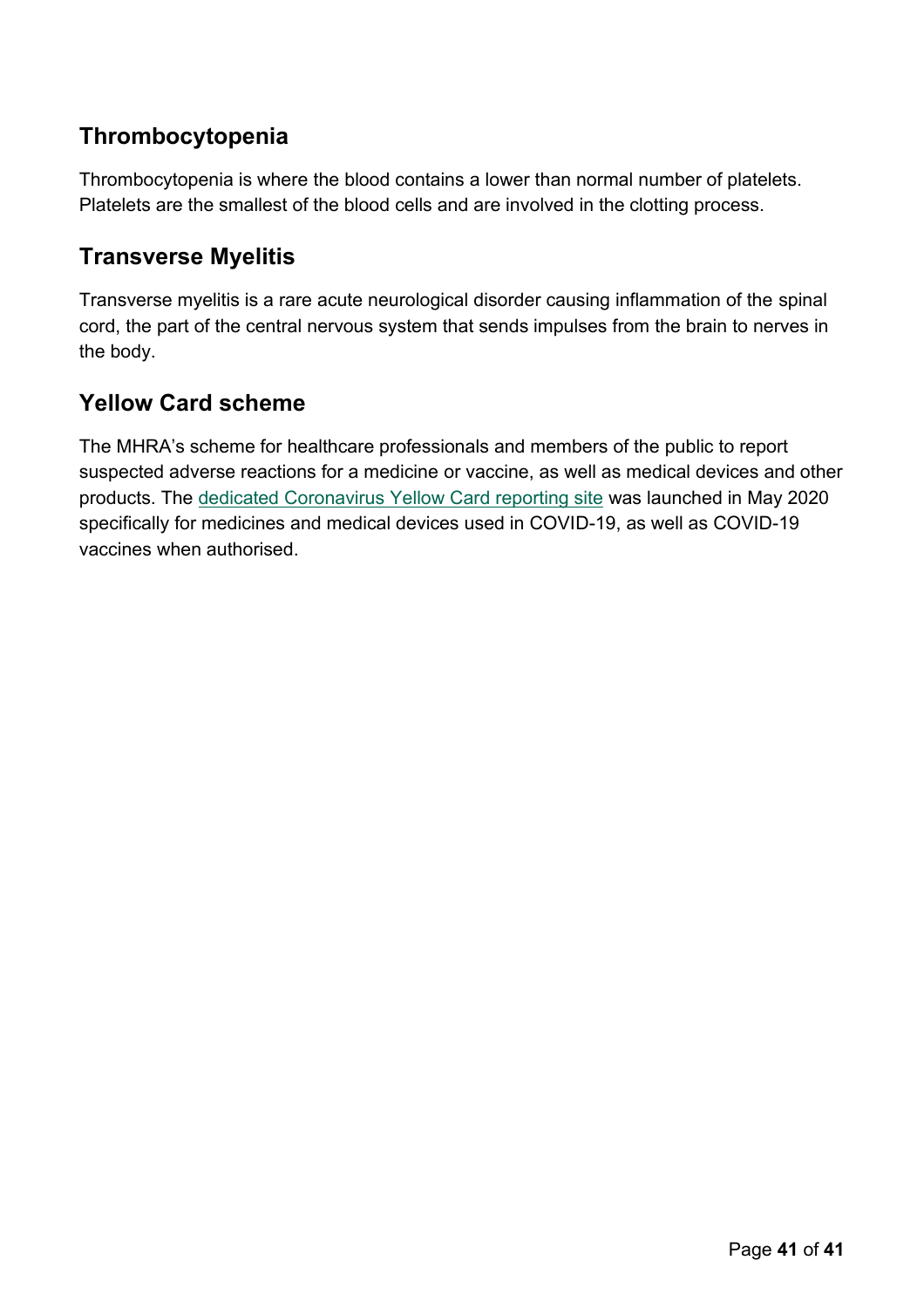## Thrombocytopenia

Thrombocytopenia is where the blood contains a lower than normal number of platelets. Platelets are the smallest of the blood cells and are involved in the clotting process.

## Transverse Myelitis

Transverse myelitis is a rare acute neurological disorder causing inflammation of the spinal cord, the part of the central nervous system that sends impulses from the brain to nerves in the body.

## Yellow Card scheme

The MHRA's scheme for healthcare professionals and members of the public to report suspected adverse reactions for a medicine or vaccine, as well as medical devices and other products. The dedicated Coronavirus Yellow Card reporting site was launched in May 2020 specifically for medicines and medical devices used in COVID-19, as well as COVID-19 vaccines when authorised.